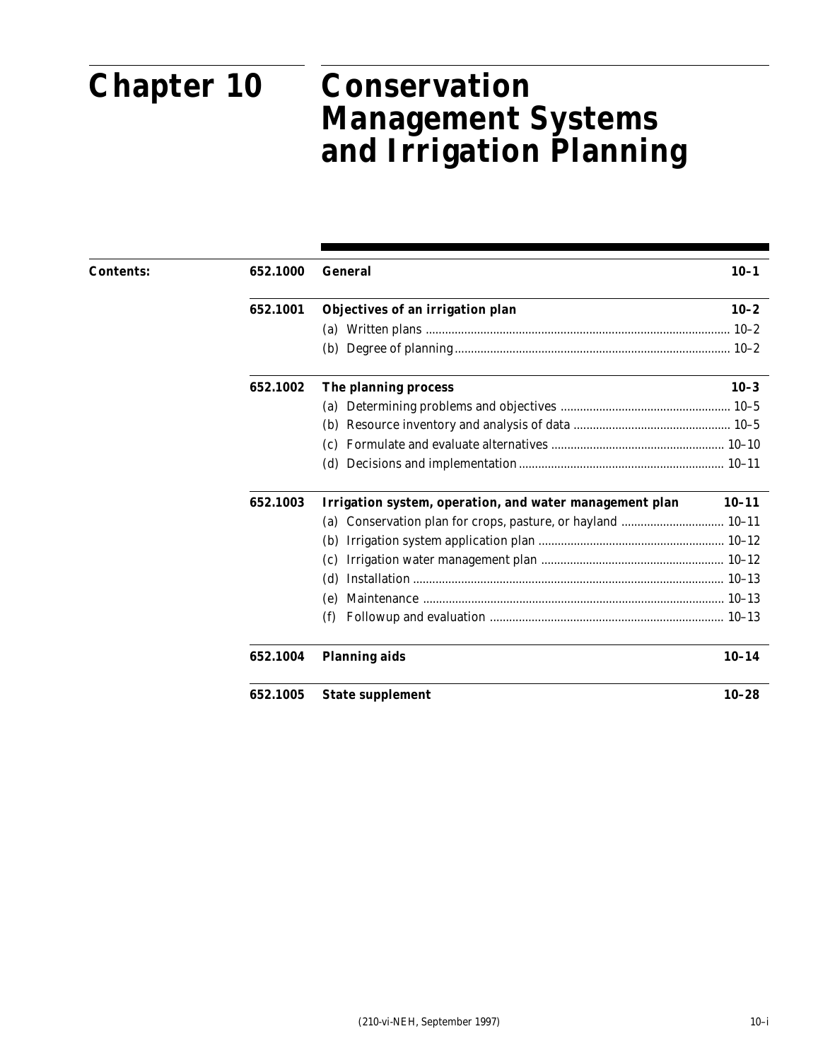# Chapter 10 Conservation Management Systems and Irrigation Planning

**Contents:**

| | | |
|---|---|---|
| **652.1000** | **General** | **10–1** |
| **652.1001** | **Objectives of an irrigation plan** | **10–2** |
| | (a) Written plans | 10–2 |
| | (b) Degree of planning | 10–2 |
| **652.1002** | **The planning process** | **10–3** |
| | (a) Determining problems and objectives | 10–5 |
| | (b) Resource inventory and analysis of data | 10–5 |
| | (c) Formulate and evaluate alternatives | 10–10 |
| | (d) Decisions and implementation | 10–11 |
| **652.1003** | **Irrigation system, operation, and water management plan** | **10–11** |
| | (a) Conservation plan for crops, pasture, or hayland | 10–11 |
| | (b) Irrigation system application plan | 10–12 |
| | (c) Irrigation water management plan | 10–12 |
| | (d) Installation | 10–13 |
| | (e) Maintenance | 10–13 |
| | (f) Followup and evaluation | 10–13 |
| **652.1004** | **Planning aids** | **10–14** |
| **652.1005** | **State supplement** | **10–28** |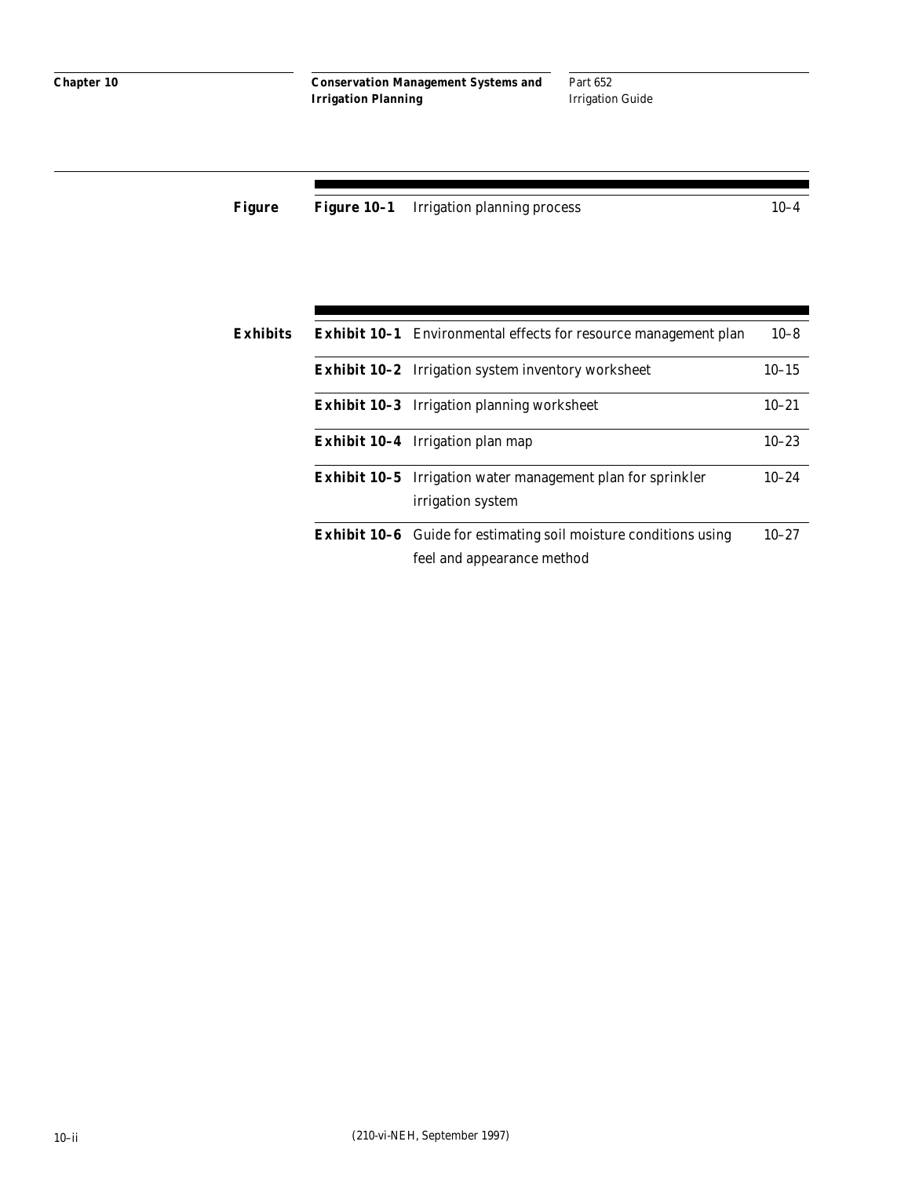| Figure | | | |
| --- | --- | --- | --- |
| | **Figure 10–1** | Irrigation planning process | 10–4 |

| Exhibits | | | |
| --- | --- | --- | --- |
| | **Exhibit 10–1** | Environmental effects for resource management plan | 10–8 |
| | **Exhibit 10–2** | Irrigation system inventory worksheet | 10–15 |
| | **Exhibit 10–3** | Irrigation planning worksheet | 10–21 |
| | **Exhibit 10–4** | Irrigation plan map | 10–23 |
| | **Exhibit 10–5** | Irrigation water management plan for sprinkler irrigation system | 10–24 |
| | **Exhibit 10–6** | Guide for estimating soil moisture conditions using feel and appearance method | 10–27 |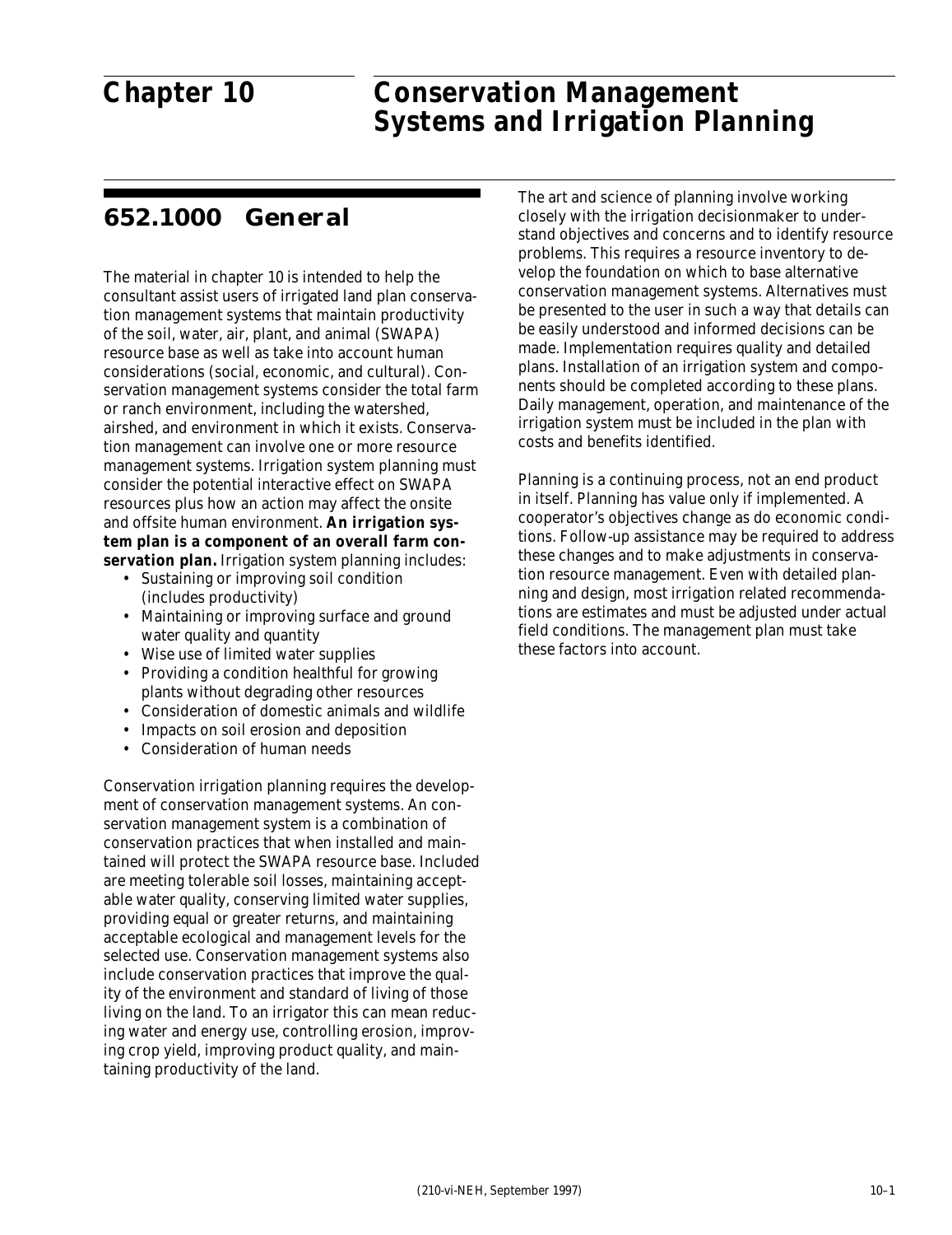# Chapter 10 Conservation Management Systems and Irrigation Planning

## 652.1000 General

The material in chapter 10 is intended to help the consultant assist users of irrigated land plan conservation management systems that maintain productivity of the soil, water, air, plant, and animal (SWAPA) resource base as well as take into account human considerations (social, economic, and cultural). Conservation management systems consider the total farm or ranch environment, including the watershed, airshed, and environment in which it exists. Conservation management can involve one or more resource management systems. Irrigation system planning must consider the potential interactive effect on SWAPA resources plus how an action may affect the onsite and offsite human environment. **An irrigation system plan is a component of an overall farm conservation plan.** Irrigation system planning includes:

- Sustaining or improving soil condition (includes productivity)
- Maintaining or improving surface and ground water quality and quantity
- Wise use of limited water supplies
- Providing a condition healthful for growing plants without degrading other resources
- Consideration of domestic animals and wildlife
- Impacts on soil erosion and deposition
- Consideration of human needs

Conservation irrigation planning requires the development of conservation management systems. An conservation management system is a combination of conservation practices that when installed and maintained will protect the SWAPA resource base. Included are meeting tolerable soil losses, maintaining acceptable water quality, conserving limited water supplies, providing equal or greater returns, and maintaining acceptable ecological and management levels for the selected use. Conservation management systems also include conservation practices that improve the quality of the environment and standard of living of those living on the land. To an irrigator this can mean reducing water and energy use, controlling erosion, improving crop yield, improving product quality, and maintaining productivity of the land.

The art and science of planning involve working closely with the irrigation decisionmaker to understand objectives and concerns and to identify resource problems. This requires a resource inventory to develop the foundation on which to base alternative conservation management systems. Alternatives must be presented to the user in such a way that details can be easily understood and informed decisions can be made. Implementation requires quality and detailed plans. Installation of an irrigation system and components should be completed according to these plans. Daily management, operation, and maintenance of the irrigation system must be included in the plan with costs and benefits identified.

Planning is a continuing process, not an end product in itself. Planning has value only if implemented. A cooperator's objectives change as do economic conditions. Follow-up assistance may be required to address these changes and to make adjustments in conservation resource management. Even with detailed planning and design, most irrigation related recommendations are estimates and must be adjusted under actual field conditions. The management plan must take these factors into account.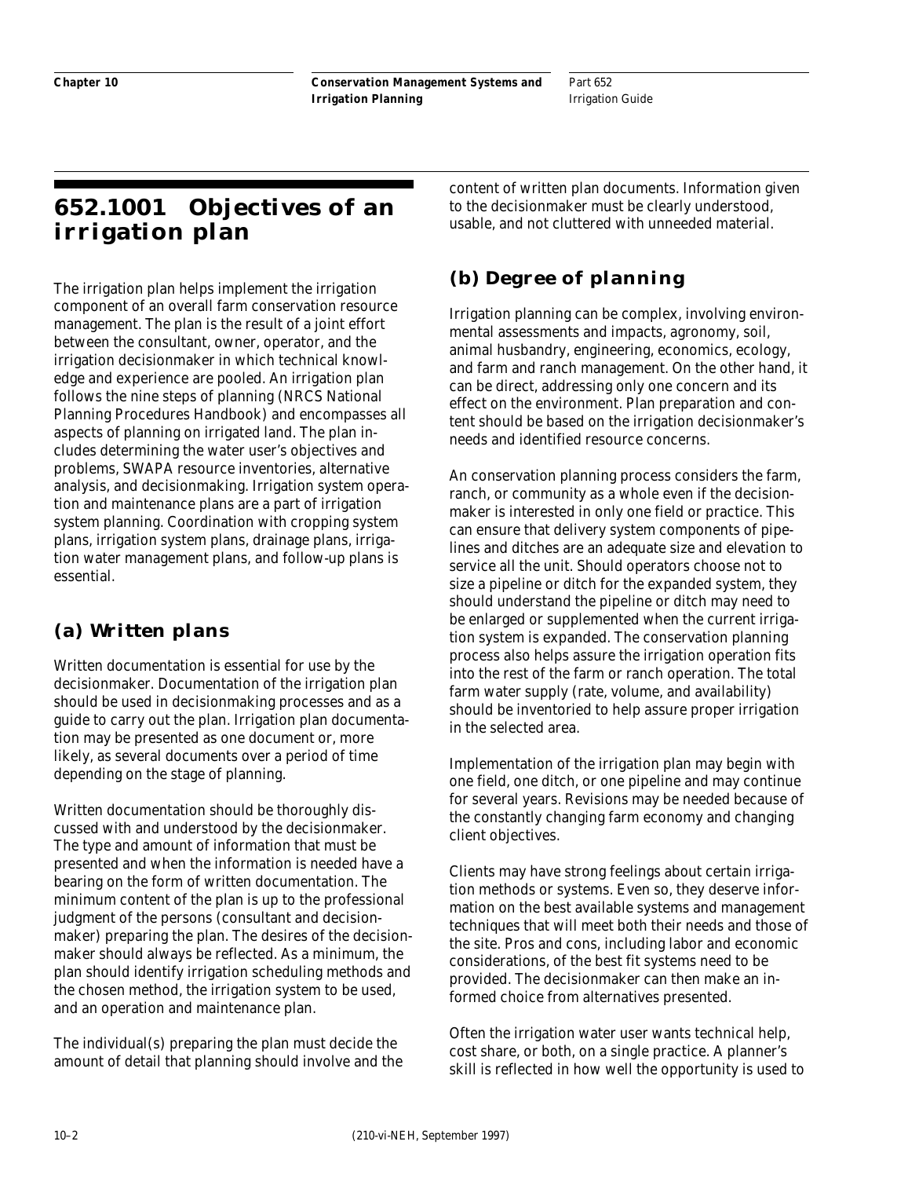## 652.1001 Objectives of an irrigation plan

The irrigation plan helps implement the irrigation component of an overall farm conservation resource management. The plan is the result of a joint effort between the consultant, owner, operator, and the irrigation decisionmaker in which technical knowledge and experience are pooled. An irrigation plan follows the nine steps of planning (NRCS National Planning Procedures Handbook) and encompasses all aspects of planning on irrigated land. The plan includes determining the water user's objectives and problems, SWAPA resource inventories, alternative analysis, and decisionmaking. Irrigation system operation and maintenance plans are a part of irrigation system planning. Coordination with cropping system plans, irrigation system plans, drainage plans, irrigation water management plans, and follow-up plans is essential.

### (a) Written plans

Written documentation is essential for use by the decisionmaker. Documentation of the irrigation plan should be used in decisionmaking processes and as a guide to carry out the plan. Irrigation plan documentation may be presented as one document or, more likely, as several documents over a period of time depending on the stage of planning.

Written documentation should be thoroughly discussed with and understood by the decisionmaker. The type and amount of information that must be presented and when the information is needed have a bearing on the form of written documentation. The minimum content of the plan is up to the professional judgment of the persons (consultant and decisionmaker) preparing the plan. The desires of the decisionmaker should always be reflected. As a minimum, the plan should identify irrigation scheduling methods and the chosen method, the irrigation system to be used, and an operation and maintenance plan.

The individual(s) preparing the plan must decide the amount of detail that planning should involve and the content of written plan documents. Information given to the decisionmaker must be clearly understood, usable, and not cluttered with unneeded material.

### (b) Degree of planning

Irrigation planning can be complex, involving environmental assessments and impacts, agronomy, soil, animal husbandry, engineering, economics, ecology, and farm and ranch management. On the other hand, it can be direct, addressing only one concern and its effect on the environment. Plan preparation and content should be based on the irrigation decisionmaker's needs and identified resource concerns.

An conservation planning process considers the farm, ranch, or community as a whole even if the decisionmaker is interested in only one field or practice. This can ensure that delivery system components of pipelines and ditches are an adequate size and elevation to service all the unit. Should operators choose not to size a pipeline or ditch for the expanded system, they should understand the pipeline or ditch may need to be enlarged or supplemented when the current irrigation system is expanded. The conservation planning process also helps assure the irrigation operation fits into the rest of the farm or ranch operation. The total farm water supply (rate, volume, and availability) should be inventoried to help assure proper irrigation in the selected area.

Implementation of the irrigation plan may begin with one field, one ditch, or one pipeline and may continue for several years. Revisions may be needed because of the constantly changing farm economy and changing client objectives.

Clients may have strong feelings about certain irrigation methods or systems. Even so, they deserve information on the best available systems and management techniques that will meet both their needs and those of the site. Pros and cons, including labor and economic considerations, of the best fit systems need to be provided. The decisionmaker can then make an informed choice from alternatives presented.

Often the irrigation water user wants technical help, cost share, or both, on a single practice. A planner's skill is reflected in how well the opportunity is used to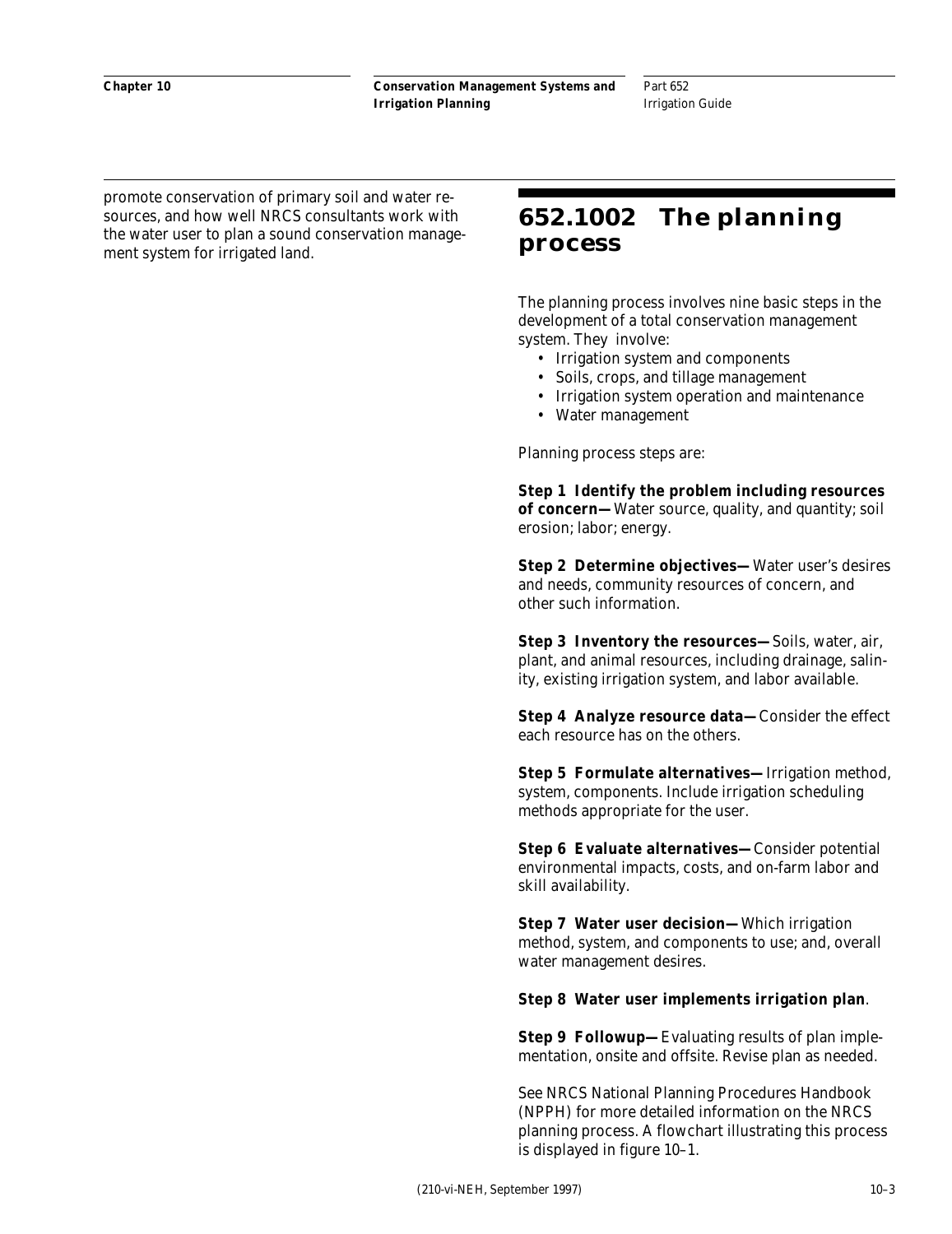promote conservation of primary soil and water resources, and how well NRCS consultants work with the water user to plan a sound conservation management system for irrigated land.

## 652.1002 The planning process

The planning process involves nine basic steps in the development of a total conservation management system. They involve:

- Irrigation system and components
- Soils, crops, and tillage management
- Irrigation system operation and maintenance
- Water management

Planning process steps are:

**Step 1 Identify the problem including resources of concern—** Water source, quality, and quantity; soil erosion; labor; energy.

**Step 2 Determine objectives—** Water user's desires and needs, community resources of concern, and other such information.

**Step 3 Inventory the resources—** Soils, water, air, plant, and animal resources, including drainage, salinity, existing irrigation system, and labor available.

**Step 4 Analyze resource data—** Consider the effect each resource has on the others.

**Step 5 Formulate alternatives—** Irrigation method, system, components. Include irrigation scheduling methods appropriate for the user.

**Step 6 Evaluate alternatives—** Consider potential environmental impacts, costs, and on-farm labor and skill availability.

**Step 7 Water user decision—** Which irrigation method, system, and components to use; and, overall water management desires.

**Step 8 Water user implements irrigation plan**.

**Step 9 Followup—** Evaluating results of plan implementation, onsite and offsite. Revise plan as needed.

See NRCS National Planning Procedures Handbook (NPPH) for more detailed information on the NRCS planning process. A flowchart illustrating this process is displayed in figure 10–1.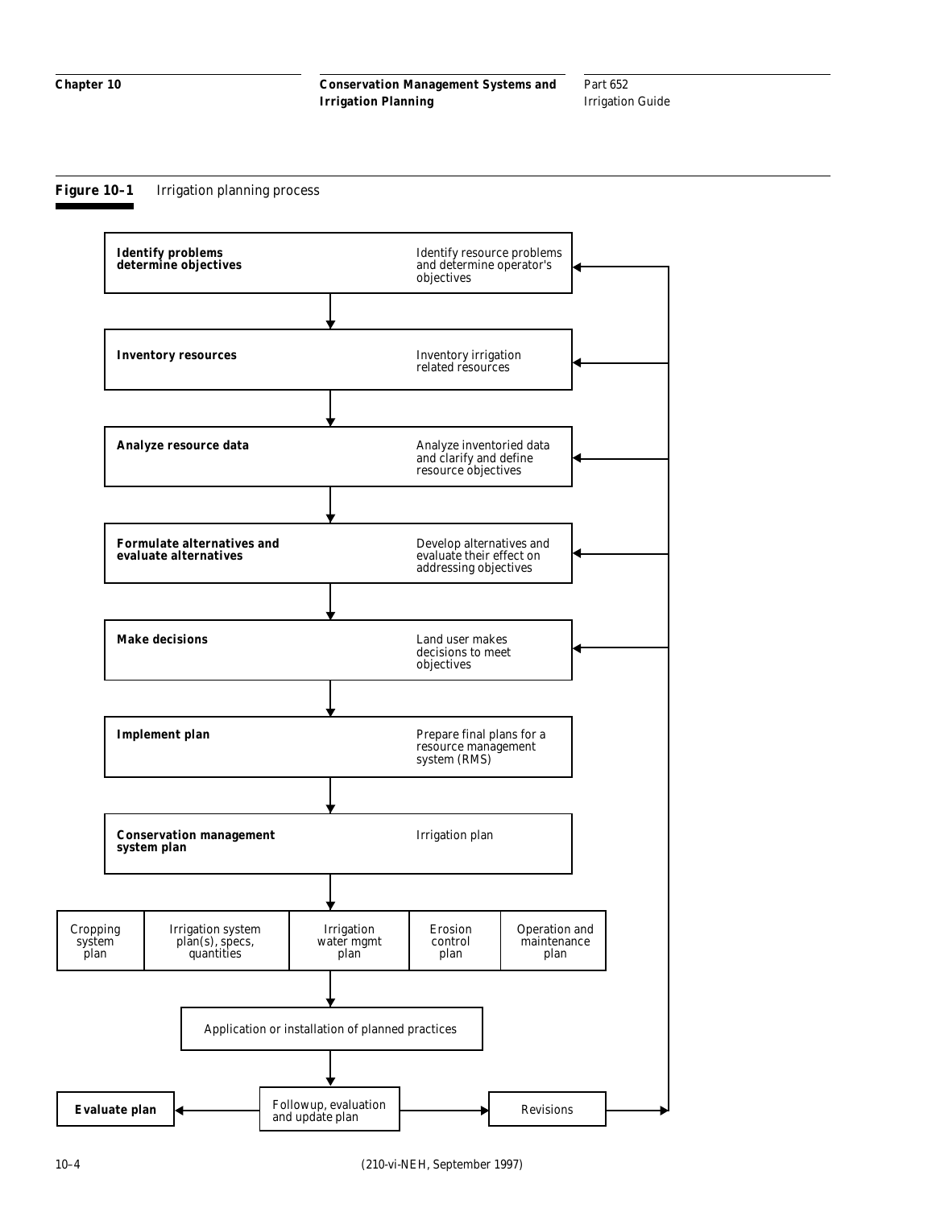**Figure 10–1** Irrigation planning process

| Step | Description |
|---|---|
| **Identify problems determine objectives** | Identify resource problems and determine operator's objectives |
| **Inventory resources** | Inventory irrigation related resources |
| **Analyze resource data** | Analyze inventoried data and clarify and define resource objectives |
| **Formulate alternatives and evaluate alternatives** | Develop alternatives and evaluate their effect on addressing objectives |
| **Make decisions** | Land user makes decisions to meet objectives |
| **Implement plan** | Prepare final plans for a resource management system (RMS) |
| **Conservation management system plan** | Irrigation plan |

| Cropping system plan | Irrigation system plan(s), specs, quantities | Irrigation water mgmt plan | Erosion control plan | Operation and maintenance plan |
|---|---|---|---|---|

Application or installation of planned practices

Followup, evaluation and update plan → **Evaluate plan**

Followup, evaluation and update plan → Revisions → (returns to Identify problems, Inventory resources, Analyze resource data, Formulate alternatives, Make decisions)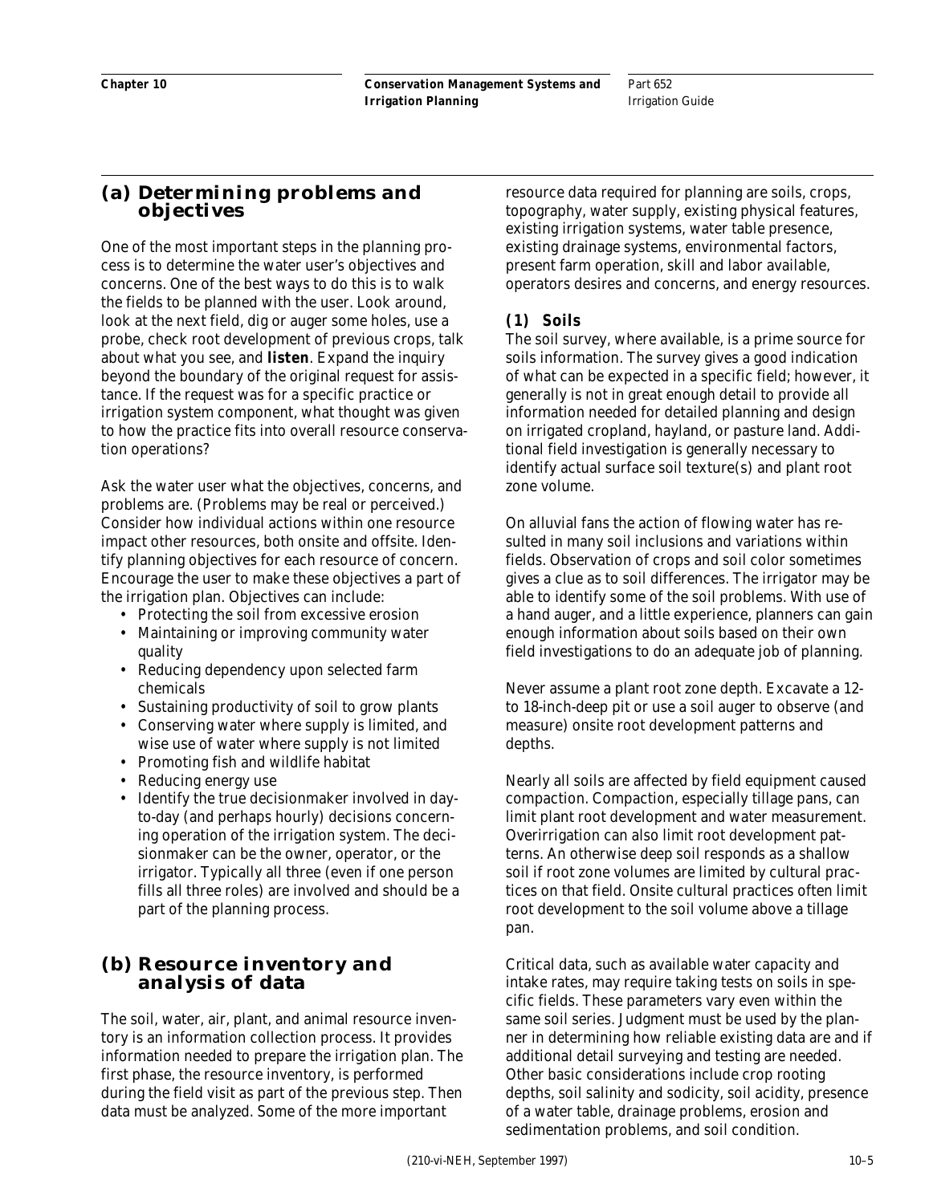## (a) Determining problems and objectives

One of the most important steps in the planning process is to determine the water user's objectives and concerns. One of the best ways to do this is to walk the fields to be planned with the user. Look around, look at the next field, dig or auger some holes, use a probe, check root development of previous crops, talk about what you see, and **listen**. Expand the inquiry beyond the boundary of the original request for assistance. If the request was for a specific practice or irrigation system component, what thought was given to how the practice fits into overall resource conservation operations?

Ask the water user what the objectives, concerns, and problems are. (Problems may be real or perceived.) Consider how individual actions within one resource impact other resources, both onsite and offsite. Identify planning objectives for each resource of concern. Encourage the user to make these objectives a part of the irrigation plan. Objectives can include:

- Protecting the soil from excessive erosion
- Maintaining or improving community water quality
- Reducing dependency upon selected farm chemicals
- Sustaining productivity of soil to grow plants
- Conserving water where supply is limited, and wise use of water where supply is not limited
- Promoting fish and wildlife habitat
- Reducing energy use
- Identify the true decisionmaker involved in day-to-day (and perhaps hourly) decisions concerning operation of the irrigation system. The decisionmaker can be the owner, operator, or the irrigator. Typically all three (even if one person fills all three roles) are involved and should be a part of the planning process.

## (b) Resource inventory and analysis of data

The soil, water, air, plant, and animal resource inventory is an information collection process. It provides information needed to prepare the irrigation plan. The first phase, the resource inventory, is performed during the field visit as part of the previous step. Then data must be analyzed. Some of the more important resource data required for planning are soils, crops, topography, water supply, existing physical features, existing irrigation systems, water table presence, existing drainage systems, environmental factors, present farm operation, skill and labor available, operators desires and concerns, and energy resources.

### (1) Soils

The soil survey, where available, is a prime source for soils information. The survey gives a good indication of what can be expected in a specific field; however, it generally is not in great enough detail to provide all information needed for detailed planning and design on irrigated cropland, hayland, or pasture land. Additional field investigation is generally necessary to identify actual surface soil texture(s) and plant root zone volume.

On alluvial fans the action of flowing water has resulted in many soil inclusions and variations within fields. Observation of crops and soil color sometimes gives a clue as to soil differences. The irrigator may be able to identify some of the soil problems. With use of a hand auger, and a little experience, planners can gain enough information about soils based on their own field investigations to do an adequate job of planning.

Never assume a plant root zone depth. Excavate a 12- to 18-inch-deep pit or use a soil auger to observe (and measure) onsite root development patterns and depths.

Nearly all soils are affected by field equipment caused compaction. Compaction, especially tillage pans, can limit plant root development and water measurement. Overirrigation can also limit root development patterns. An otherwise deep soil responds as a shallow soil if root zone volumes are limited by cultural practices on that field. Onsite cultural practices often limit root development to the soil volume above a tillage pan.

Critical data, such as available water capacity and intake rates, may require taking tests on soils in specific fields. These parameters vary even within the same soil series. Judgment must be used by the planner in determining how reliable existing data are and if additional detail surveying and testing are needed. Other basic considerations include crop rooting depths, soil salinity and sodicity, soil acidity, presence of a water table, drainage problems, erosion and sedimentation problems, and soil condition.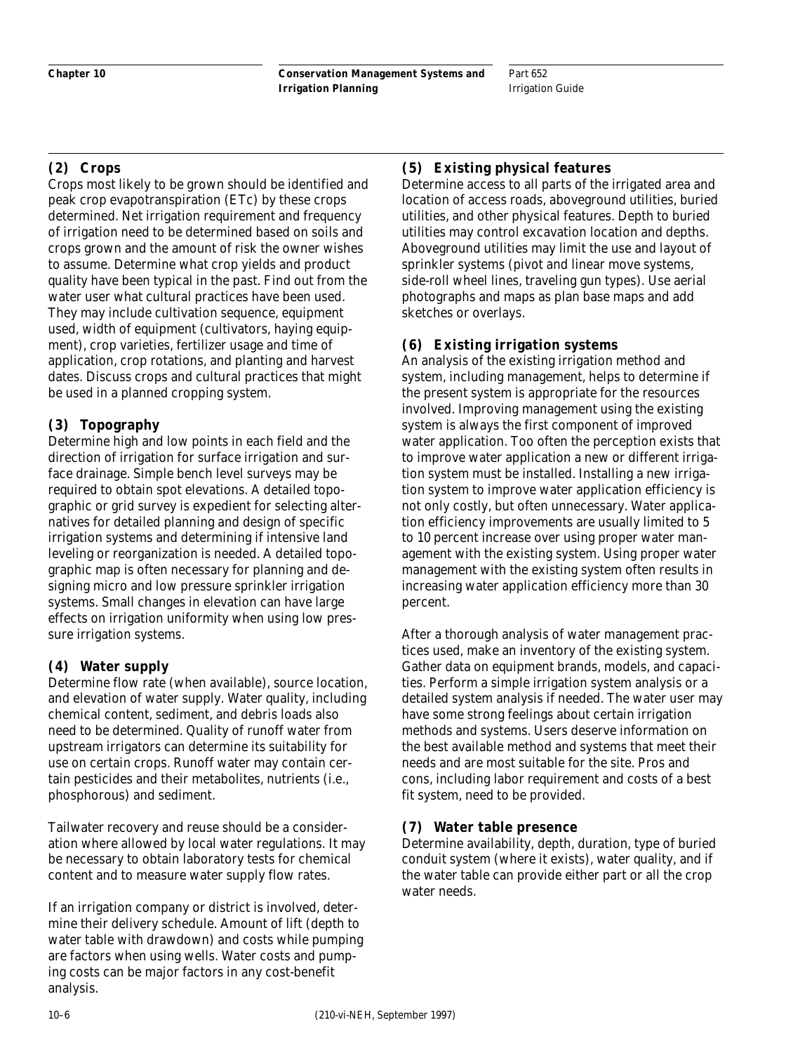### (2) Crops

Crops most likely to be grown should be identified and peak crop evapotranspiration (ETc) by these crops determined. Net irrigation requirement and frequency of irrigation need to be determined based on soils and crops grown and the amount of risk the owner wishes to assume. Determine what crop yields and product quality have been typical in the past. Find out from the water user what cultural practices have been used. They may include cultivation sequence, equipment used, width of equipment (cultivators, haying equipment), crop varieties, fertilizer usage and time of application, crop rotations, and planting and harvest dates. Discuss crops and cultural practices that might be used in a planned cropping system.

### (3) Topography

Determine high and low points in each field and the direction of irrigation for surface irrigation and surface drainage. Simple bench level surveys may be required to obtain spot elevations. A detailed topographic or grid survey is expedient for selecting alternatives for detailed planning and design of specific irrigation systems and determining if intensive land leveling or reorganization is needed. A detailed topographic map is often necessary for planning and designing micro and low pressure sprinkler irrigation systems. Small changes in elevation can have large effects on irrigation uniformity when using low pressure irrigation systems.

### (4) Water supply

Determine flow rate (when available), source location, and elevation of water supply. Water quality, including chemical content, sediment, and debris loads also need to be determined. Quality of runoff water from upstream irrigators can determine its suitability for use on certain crops. Runoff water may contain certain pesticides and their metabolites, nutrients (i.e., phosphorous) and sediment.

Tailwater recovery and reuse should be a consideration where allowed by local water regulations. It may be necessary to obtain laboratory tests for chemical content and to measure water supply flow rates.

If an irrigation company or district is involved, determine their delivery schedule. Amount of lift (depth to water table with drawdown) and costs while pumping are factors when using wells. Water costs and pumping costs can be major factors in any cost-benefit analysis.

### (5) Existing physical features

Determine access to all parts of the irrigated area and location of access roads, aboveground utilities, buried utilities, and other physical features. Depth to buried utilities may control excavation location and depths. Aboveground utilities may limit the use and layout of sprinkler systems (pivot and linear move systems, side-roll wheel lines, traveling gun types). Use aerial photographs and maps as plan base maps and add sketches or overlays.

### (6) Existing irrigation systems

An analysis of the existing irrigation method and system, including management, helps to determine if the present system is appropriate for the resources involved. Improving management using the existing system is always the first component of improved water application. Too often the perception exists that to improve water application a new or different irrigation system must be installed. Installing a new irrigation system to improve water application efficiency is not only costly, but often unnecessary. Water application efficiency improvements are usually limited to 5 to 10 percent increase over using proper water management with the existing system. Using proper water management with the existing system often results in increasing water application efficiency more than 30 percent.

After a thorough analysis of water management practices used, make an inventory of the existing system. Gather data on equipment brands, models, and capacities. Perform a simple irrigation system analysis or a detailed system analysis if needed. The water user may have some strong feelings about certain irrigation methods and systems. Users deserve information on the best available method and systems that meet their needs and are most suitable for the site. Pros and cons, including labor requirement and costs of a best fit system, need to be provided.

### (7) Water table presence

Determine availability, depth, duration, type of buried conduit system (where it exists), water quality, and if the water table can provide either part or all the crop water needs.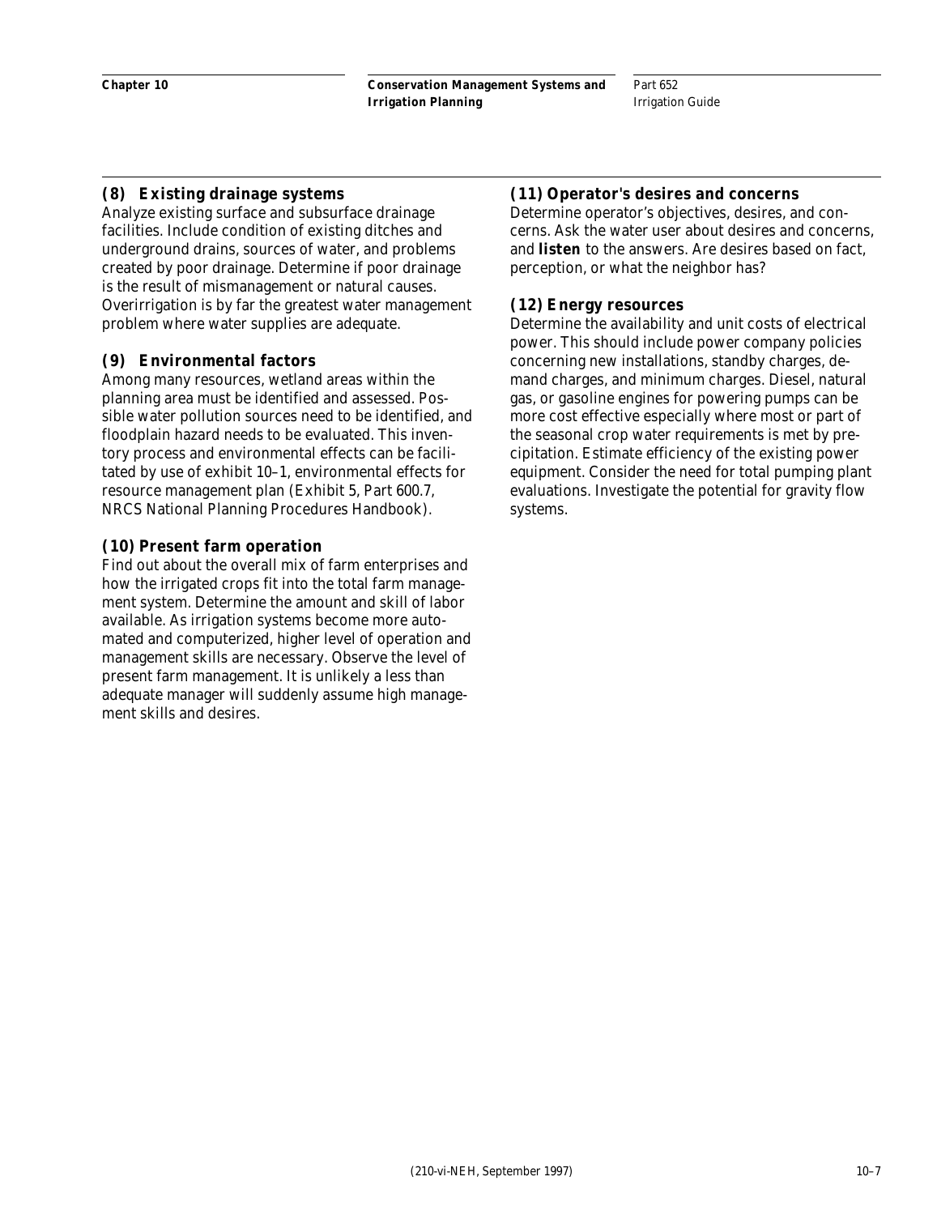### (8) Existing drainage systems

Analyze existing surface and subsurface drainage facilities. Include condition of existing ditches and underground drains, sources of water, and problems created by poor drainage. Determine if poor drainage is the result of mismanagement or natural causes. Overirrigation is by far the greatest water management problem where water supplies are adequate.

### (9) Environmental factors

Among many resources, wetland areas within the planning area must be identified and assessed. Possible water pollution sources need to be identified, and floodplain hazard needs to be evaluated. This inventory process and environmental effects can be facilitated by use of exhibit 10–1, environmental effects for resource management plan (Exhibit 5, Part 600.7, NRCS National Planning Procedures Handbook).

### (10) Present farm operation

Find out about the overall mix of farm enterprises and how the irrigated crops fit into the total farm management system. Determine the amount and skill of labor available. As irrigation systems become more automated and computerized, higher level of operation and management skills are necessary. Observe the level of present farm management. It is unlikely a less than adequate manager will suddenly assume high management skills and desires.

### (11) Operator's desires and concerns

Determine operator's objectives, desires, and concerns. Ask the water user about desires and concerns, and **listen** to the answers. Are desires based on fact, perception, or what the neighbor has?

### (12) Energy resources

Determine the availability and unit costs of electrical power. This should include power company policies concerning new installations, standby charges, demand charges, and minimum charges. Diesel, natural gas, or gasoline engines for powering pumps can be more cost effective especially where most or part of the seasonal crop water requirements is met by precipitation. Estimate efficiency of the existing power equipment. Consider the need for total pumping plant evaluations. Investigate the potential for gravity flow systems.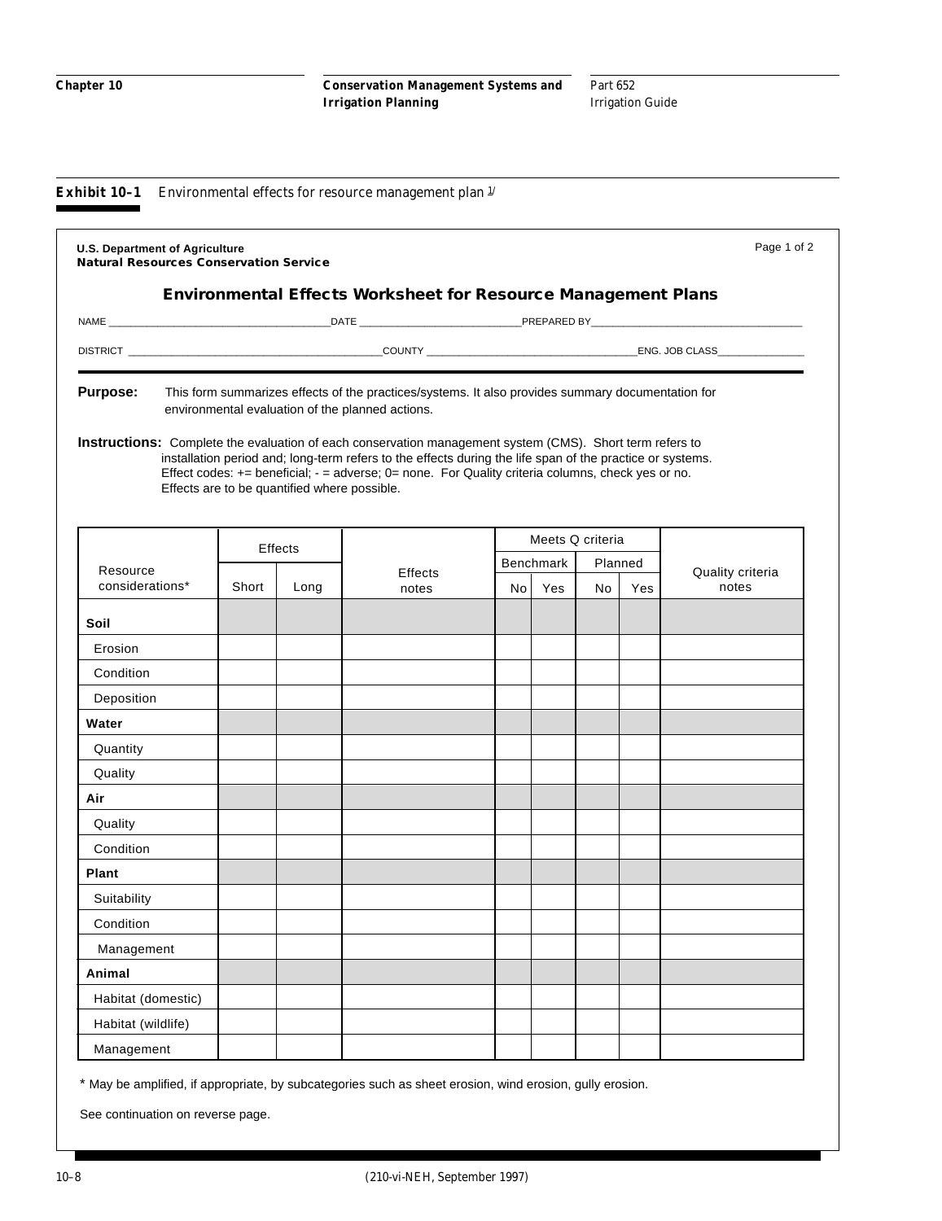**Exhibit 10–1** Environmental effects for resource management plan [1/]

U.S. Department of Agriculture
**Natural Resources Conservation Service**

Page 1 of 2

## Environmental Effects Worksheet for Resource Management Plans

NAME ______________________ DATE ______________________ PREPARED BY ______________________

DISTRICT ______________________ COUNTY ______________________ ENG. JOB CLASS ______________

**Purpose:** This form summarizes effects of the practices/systems. It also provides summary documentation for environmental evaluation of the planned actions.

**Instructions:** Complete the evaluation of each conservation management system (CMS). Short term refers to installation period and; long-term refers to the effects during the life span of the practice or systems. Effect codes: += beneficial; - = adverse; 0= none. For Quality criteria columns, check yes or no. Effects are to be quantified where possible.

| Resource considerations* | Effects | | Effects notes | Meets Q criteria | | | | Quality criteria notes |
|---|---|---|---|---|---|---|---|---|
| | | | | Benchmark | | Planned | | |
| | Short | Long | | No | Yes | No | Yes | |
| **Soil** | | | | | | | | |
| Erosion | | | | | | | | |
| Condition | | | | | | | | |
| Deposition | | | | | | | | |
| **Water** | | | | | | | | |
| Quantity | | | | | | | | |
| Quality | | | | | | | | |
| **Air** | | | | | | | | |
| Quality | | | | | | | | |
| Condition | | | | | | | | |
| **Plant** | | | | | | | | |
| Suitability | | | | | | | | |
| Condition | | | | | | | | |
| Management | | | | | | | | |
| **Animal** | | | | | | | | |
| Habitat (domestic) | | | | | | | | |
| Habitat (wildlife) | | | | | | | | |
| Management | | | | | | | | |

\* May be amplified, if appropriate, by subcategories such as sheet erosion, wind erosion, gully erosion.

See continuation on reverse page.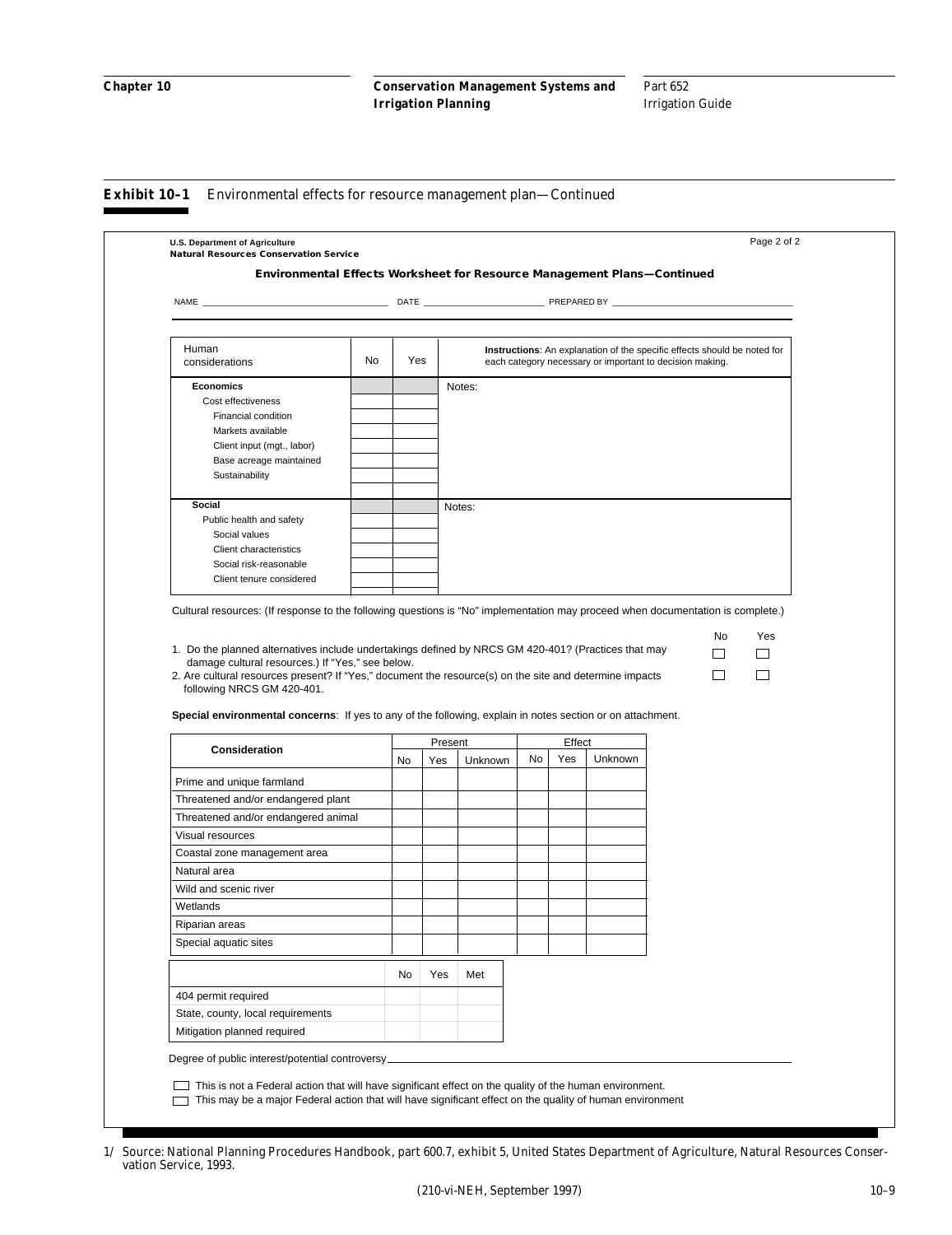**Exhibit 10–1** Environmental effects for resource management plan—Continued

**U.S. Department of Agriculture**
**Natural Resources Conservation Service**

Page 2 of 2

### Environmental Effects Worksheet for Resource Management Plans—Continued

NAME ____________________ DATE ____________ PREPARED BY ____________________

| Human considerations | No | Yes | **Instructions**: An explanation of the specific effects should be noted for each category necessary or important to decision making. |
|---|---|---|---|
| **Economics** | | | Notes: |
| Cost effectiveness | | | |
| Financial condition | | | |
| Markets available | | | |
| Client input (mgt., labor) | | | |
| Base acreage maintained | | | |
| Sustainability | | | |
| **Social** | | | Notes: |
| Public health and safety | | | |
| Social values | | | |
| Client characteristics | | | |
| Social risk-reasonable | | | |
| Client tenure considered | | | |

Cultural resources: (If response to the following questions is "No" implementation may proceed when documentation is complete.)

| | No | Yes |
|---|---|---|
| 1. Do the planned alternatives include undertakings defined by NRCS GM 420-401? (Practices that may damage cultural resources.) If "Yes," see below. | ☐ | ☐ |
| 2. Are cultural resources present? If "Yes," document the resource(s) on the site and determine impacts following NRCS GM 420-401. | ☐ | ☐ |

**Special environmental concerns**: If yes to any of the following, explain in notes section or on attachment.

| Consideration | Present | | | Effect | | |
|---|---|---|---|---|---|---|
| | No | Yes | Unknown | No | Yes | Unknown |
| Prime and unique farmland | | | | | | |
| Threatened and/or endangered plant | | | | | | |
| Threatened and/or endangered animal | | | | | | |
| Visual resources | | | | | | |
| Coastal zone management area | | | | | | |
| Natural area | | | | | | |
| Wild and scenic river | | | | | | |
| Wetlands | | | | | | |
| Riparian areas | | | | | | |
| Special aquatic sites | | | | | | |

| | No | Yes | Met |
|---|---|---|---|
| 404 permit required | | | |
| State, county, local requirements | | | |
| Mitigation planned required | | | |

Degree of public interest/potential controversy ____________________

☐ This is not a Federal action that will have significant effect on the quality of the human environment.

☐ This may be a major Federal action that will have significant effect on the quality of human environment

1/ Source: National Planning Procedures Handbook, part 600.7, exhibit 5, United States Department of Agriculture, Natural Resources Conservation Service, 1993.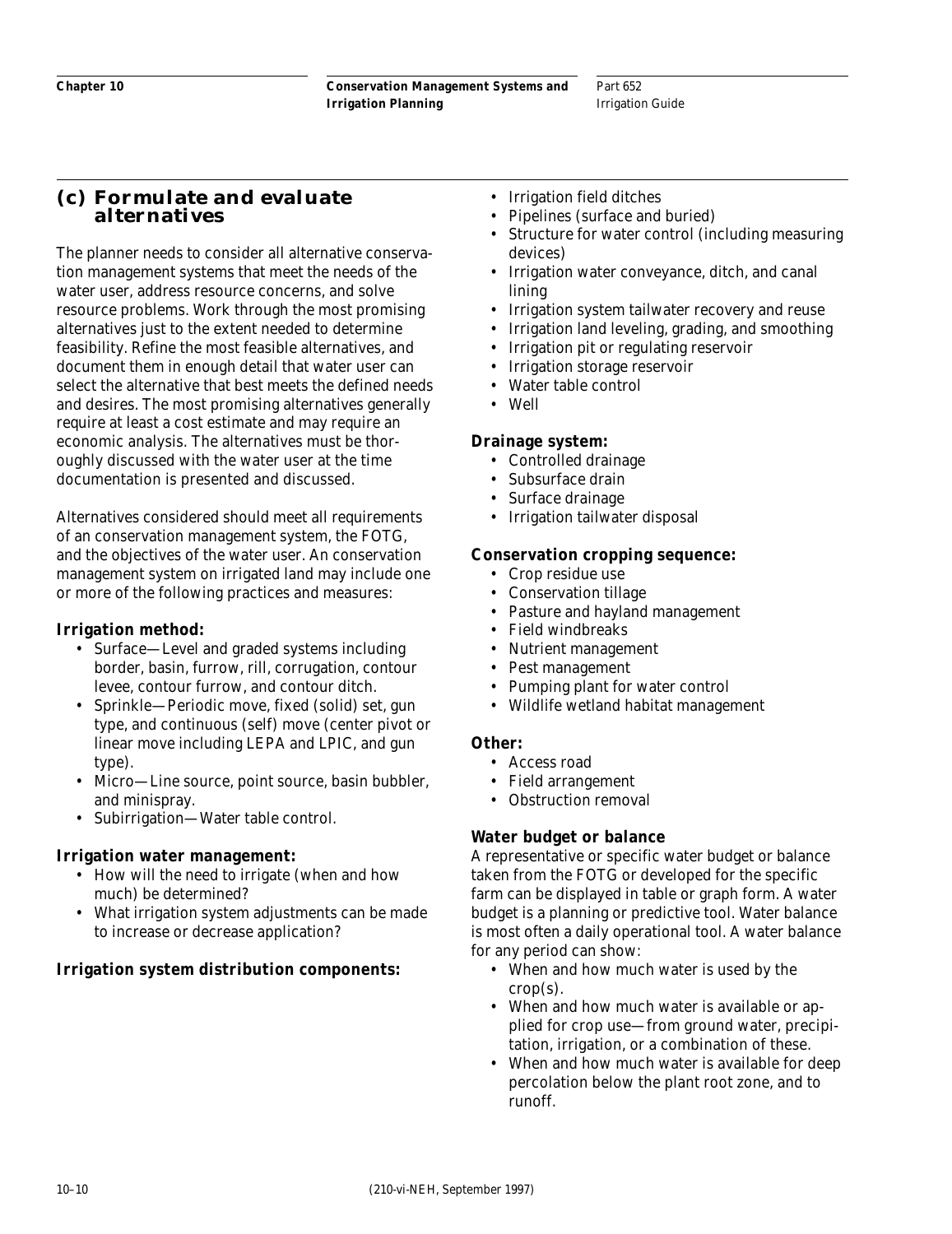### (c) Formulate and evaluate alternatives

The planner needs to consider all alternative conservation management systems that meet the needs of the water user, address resource concerns, and solve resource problems. Work through the most promising alternatives just to the extent needed to determine feasibility. Refine the most feasible alternatives, and document them in enough detail that water user can select the alternative that best meets the defined needs and desires. The most promising alternatives generally require at least a cost estimate and may require an economic analysis. The alternatives must be thoroughly discussed with the water user at the time documentation is presented and discussed.

Alternatives considered should meet all requirements of an conservation management system, the FOTG, and the objectives of the water user. An conservation management system on irrigated land may include one or more of the following practices and measures:

**Irrigation method:**

- Surface—Level and graded systems including border, basin, furrow, rill, corrugation, contour levee, contour furrow, and contour ditch.
- Sprinkle—Periodic move, fixed (solid) set, gun type, and continuous (self) move (center pivot or linear move including LEPA and LPIC, and gun type).
- Micro—Line source, point source, basin bubbler, and minispray.
- Subirrigation—Water table control.

**Irrigation water management:**

- How will the need to irrigate (when and how much) be determined?
- What irrigation system adjustments can be made to increase or decrease application?

**Irrigation system distribution components:**

- Irrigation field ditches
- Pipelines (surface and buried)
- Structure for water control (including measuring devices)
- Irrigation water conveyance, ditch, and canal lining
- Irrigation system tailwater recovery and reuse
- Irrigation land leveling, grading, and smoothing
- Irrigation pit or regulating reservoir
- Irrigation storage reservoir
- Water table control
- Well

**Drainage system:**

- Controlled drainage
- Subsurface drain
- Surface drainage
- Irrigation tailwater disposal

**Conservation cropping sequence:**

- Crop residue use
- Conservation tillage
- Pasture and hayland management
- Field windbreaks
- Nutrient management
- Pest management
- Pumping plant for water control
- Wildlife wetland habitat management

**Other:**

- Access road
- Field arrangement
- Obstruction removal

**Water budget or balance**

A representative or specific water budget or balance taken from the FOTG or developed for the specific farm can be displayed in table or graph form. A water budget is a planning or predictive tool. Water balance is most often a daily operational tool. A water balance for any period can show:

- When and how much water is used by the crop(s).
- When and how much water is available or applied for crop use—from ground water, precipitation, irrigation, or a combination of these.
- When and how much water is available for deep percolation below the plant root zone, and to runoff.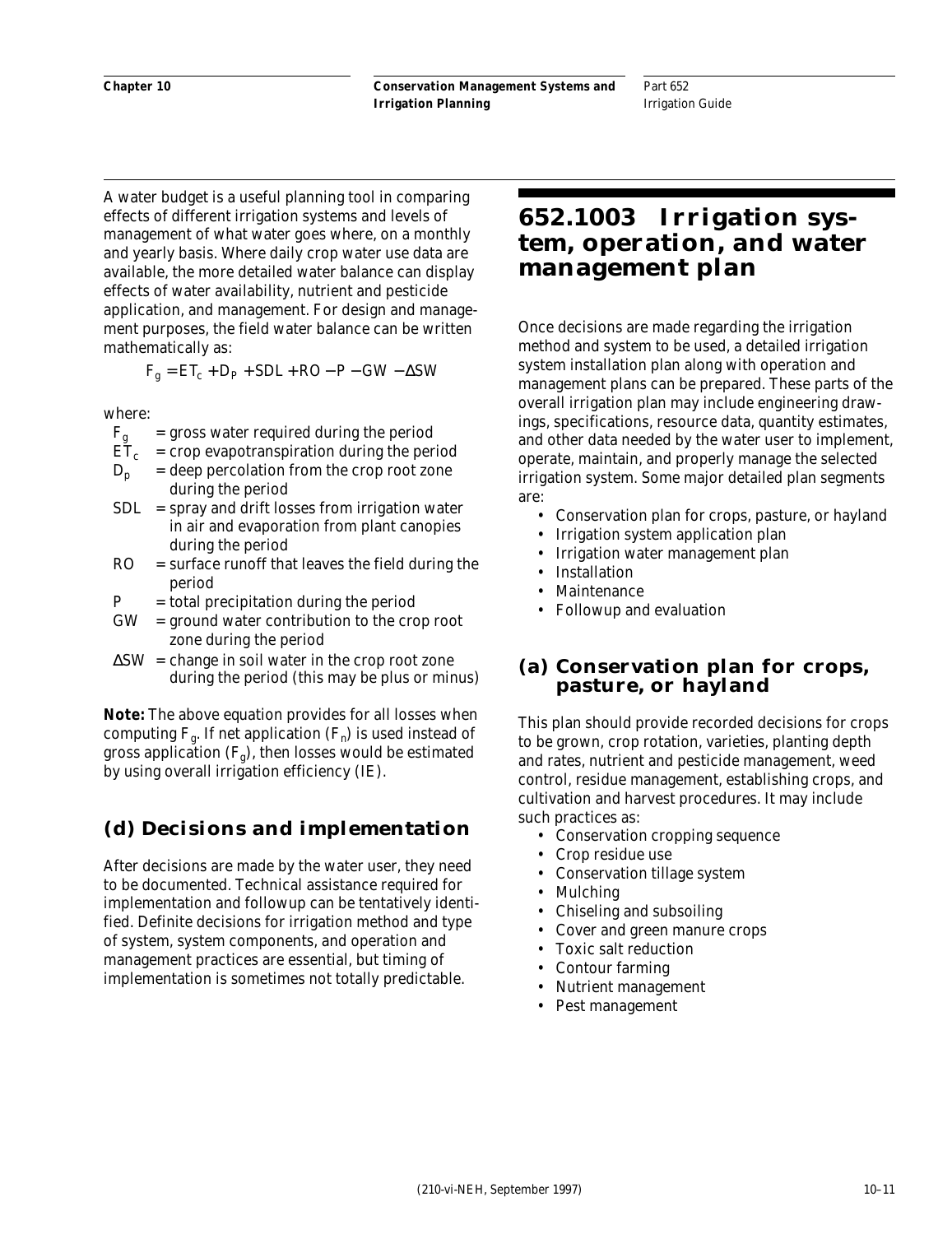A water budget is a useful planning tool in comparing effects of different irrigation systems and levels of management of what water goes where, on a monthly and yearly basis. Where daily crop water use data are available, the more detailed water balance can display effects of water availability, nutrient and pesticide application, and management. For design and management purposes, the field water balance can be written mathematically as:

$$F_g = ET_c + D_P + SDL + RO - P - GW - \Delta SW$$

where:

- $F_g$ = gross water required during the period
- $ET_c$ = crop evapotranspiration during the period
- $D_p$ = deep percolation from the crop root zone during the period
- $SDL$ = spray and drift losses from irrigation water in air and evaporation from plant canopies during the period
- $RO$ = surface runoff that leaves the field during the period
- $P$ = total precipitation during the period
- $GW$ = ground water contribution to the crop root zone during the period
- $\Delta SW$ = change in soil water in the crop root zone during the period (this may be plus or minus)

**Note:** The above equation provides for all losses when computing $F_g$. If net application ($F_n$) is used instead of gross application ($F_g$), then losses would be estimated by using overall irrigation efficiency (IE).

### (d) Decisions and implementation

After decisions are made by the water user, they need to be documented. Technical assistance required for implementation and followup can be tentatively identified. Definite decisions for irrigation method and type of system, system components, and operation and management practices are essential, but timing of implementation is sometimes not totally predictable.

## 652.1003 Irrigation system, operation, and water management plan

Once decisions are made regarding the irrigation method and system to be used, a detailed irrigation system installation plan along with operation and management plans can be prepared. These parts of the overall irrigation plan may include engineering drawings, specifications, resource data, quantity estimates, and other data needed by the water user to implement, operate, maintain, and properly manage the selected irrigation system. Some major detailed plan segments are:

- Conservation plan for crops, pasture, or hayland
- Irrigation system application plan
- Irrigation water management plan
- Installation
- Maintenance
- Followup and evaluation

### (a) Conservation plan for crops, pasture, or hayland

This plan should provide recorded decisions for crops to be grown, crop rotation, varieties, planting depth and rates, nutrient and pesticide management, weed control, residue management, establishing crops, and cultivation and harvest procedures. It may include such practices as:

- Conservation cropping sequence
- Crop residue use
- Conservation tillage system
- Mulching
- Chiseling and subsoiling
- Cover and green manure crops
- Toxic salt reduction
- Contour farming
- Nutrient management
- Pest management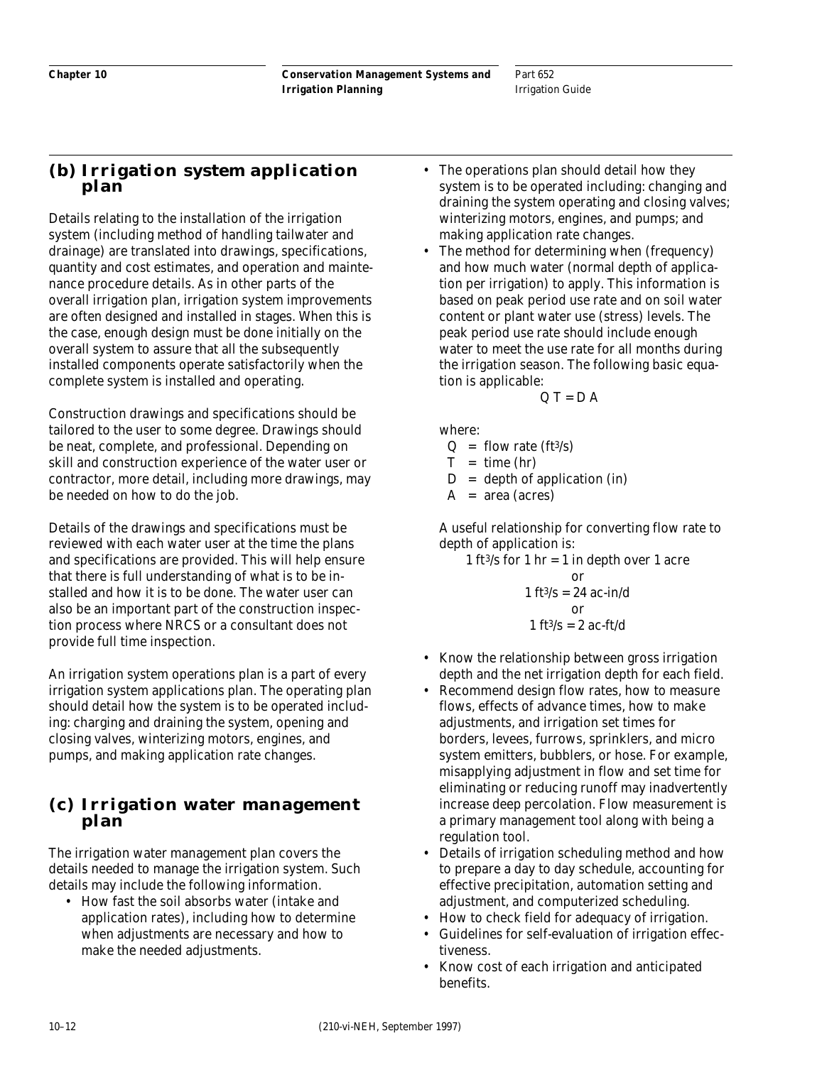## (b) Irrigation system application plan

Details relating to the installation of the irrigation system (including method of handling tailwater and drainage) are translated into drawings, specifications, quantity and cost estimates, and operation and maintenance procedure details. As in other parts of the overall irrigation plan, irrigation system improvements are often designed and installed in stages. When this is the case, enough design must be done initially on the overall system to assure that all the subsequently installed components operate satisfactorily when the complete system is installed and operating.

Construction drawings and specifications should be tailored to the user to some degree. Drawings should be neat, complete, and professional. Depending on skill and construction experience of the water user or contractor, more detail, including more drawings, may be needed on how to do the job.

Details of the drawings and specifications must be reviewed with each water user at the time the plans and specifications are provided. This will help ensure that there is full understanding of what is to be installed and how it is to be done. The water user can also be an important part of the construction inspection process where NRCS or a consultant does not provide full time inspection.

An irrigation system operations plan is a part of every irrigation system applications plan. The operating plan should detail how the system is to be operated including: charging and draining the system, opening and closing valves, winterizing motors, engines, and pumps, and making application rate changes.

## (c) Irrigation water management plan

The irrigation water management plan covers the details needed to manage the irrigation system. Such details may include the following information.

- How fast the soil absorbs water (intake and application rates), including how to determine when adjustments are necessary and how to make the needed adjustments.
- The operations plan should detail how they system is to be operated including: changing and draining the system operating and closing valves; winterizing motors, engines, and pumps; and making application rate changes.
- The method for determining when (frequency) and how much water (normal depth of application per irrigation) to apply. This information is based on peak period use rate and on soil water content or plant water use (stress) levels. The peak period use rate should include enough water to meet the use rate for all months during the irrigation season. The following basic equation is applicable:

$$Q\,T = D\,A$$

where:

$Q$ = flow rate ($ft^3/s$)
$T$ = time (hr)
$D$ = depth of application (in)
$A$ = area (acres)

A useful relationship for converting flow rate to depth of application is:

$$1\ ft^3/s \text{ for } 1\ hr = 1 \text{ in depth over } 1 \text{ acre}$$

or

$$1\ ft^3/s = 24\ \text{ac-in/d}$$

or

$$1\ ft^3/s = 2\ \text{ac-ft/d}$$

- Know the relationship between gross irrigation depth and the net irrigation depth for each field.
- Recommend design flow rates, how to measure flows, effects of advance times, how to make adjustments, and irrigation set times for borders, levees, furrows, sprinklers, and micro system emitters, bubblers, or hose. For example, misapplying adjustment in flow and set time for eliminating or reducing runoff may inadvertently increase deep percolation. Flow measurement is a primary management tool along with being a regulation tool.
- Details of irrigation scheduling method and how to prepare a day to day schedule, accounting for effective precipitation, automation setting and adjustment, and computerized scheduling.
- How to check field for adequacy of irrigation.
- Guidelines for self-evaluation of irrigation effectiveness.
- Know cost of each irrigation and anticipated benefits.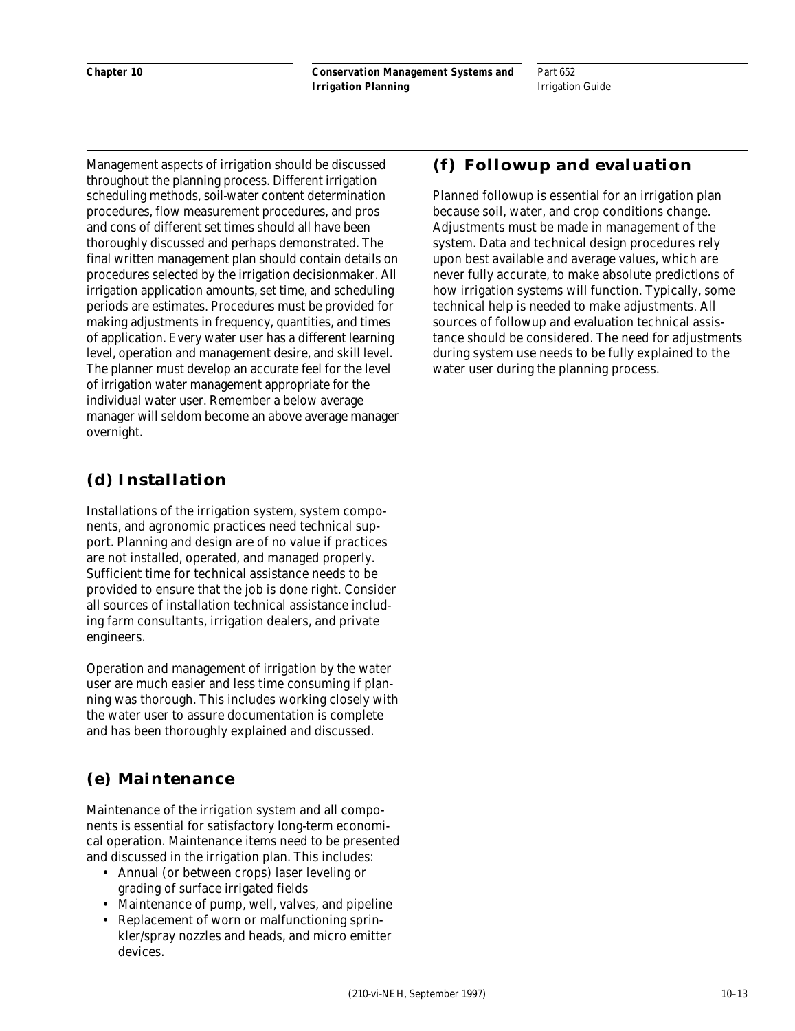Management aspects of irrigation should be discussed throughout the planning process. Different irrigation scheduling methods, soil-water content determination procedures, flow measurement procedures, and pros and cons of different set times should all have been thoroughly discussed and perhaps demonstrated. The final written management plan should contain details on procedures selected by the irrigation decisionmaker. All irrigation application amounts, set time, and scheduling periods are estimates. Procedures must be provided for making adjustments in frequency, quantities, and times of application. Every water user has a different learning level, operation and management desire, and skill level. The planner must develop an accurate feel for the level of irrigation water management appropriate for the individual water user. Remember a below average manager will seldom become an above average manager overnight.

## (d) Installation

Installations of the irrigation system, system components, and agronomic practices need technical support. Planning and design are of no value if practices are not installed, operated, and managed properly. Sufficient time for technical assistance needs to be provided to ensure that the job is done right. Consider all sources of installation technical assistance including farm consultants, irrigation dealers, and private engineers.

Operation and management of irrigation by the water user are much easier and less time consuming if planning was thorough. This includes working closely with the water user to assure documentation is complete and has been thoroughly explained and discussed.

## (e) Maintenance

Maintenance of the irrigation system and all components is essential for satisfactory long-term economical operation. Maintenance items need to be presented and discussed in the irrigation plan. This includes:

- Annual (or between crops) laser leveling or grading of surface irrigated fields
- Maintenance of pump, well, valves, and pipeline
- Replacement of worn or malfunctioning sprinkler/spray nozzles and heads, and micro emitter devices.

## (f) Followup and evaluation

Planned followup is essential for an irrigation plan because soil, water, and crop conditions change. Adjustments must be made in management of the system. Data and technical design procedures rely upon best available and average values, which are never fully accurate, to make absolute predictions of how irrigation systems will function. Typically, some technical help is needed to make adjustments. All sources of followup and evaluation technical assistance should be considered. The need for adjustments during system use needs to be fully explained to the water user during the planning process.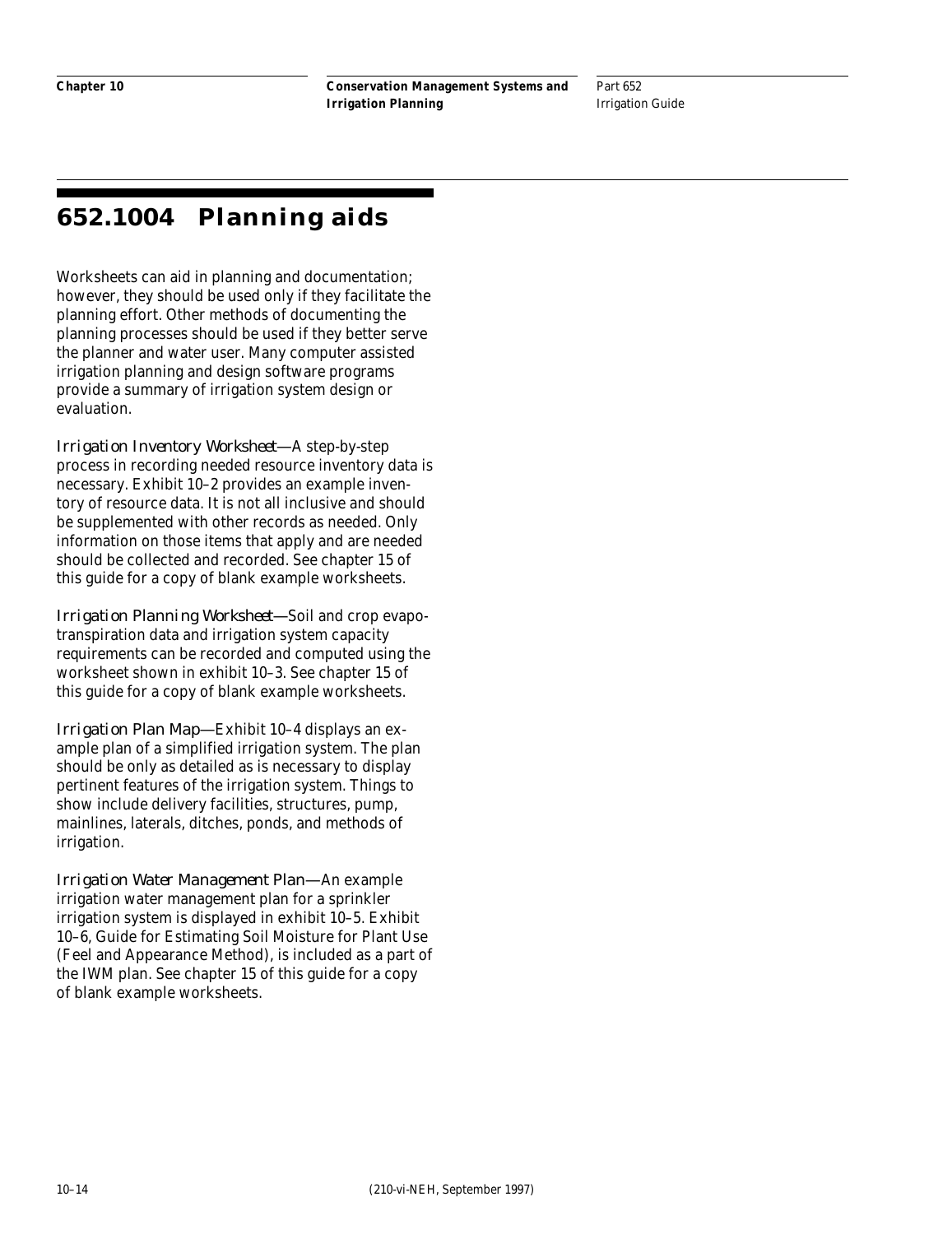# 652.1004 Planning aids

Worksheets can aid in planning and documentation; however, they should be used only if they facilitate the planning effort. Other methods of documenting the planning processes should be used if they better serve the planner and water user. Many computer assisted irrigation planning and design software programs provide a summary of irrigation system design or evaluation.

*Irrigation Inventory Worksheet*—A step-by-step process in recording needed resource inventory data is necessary. Exhibit 10–2 provides an example inventory of resource data. It is not all inclusive and should be supplemented with other records as needed. Only information on those items that apply and are needed should be collected and recorded. See chapter 15 of this guide for a copy of blank example worksheets.

*Irrigation Planning Worksheet*—Soil and crop evapotranspiration data and irrigation system capacity requirements can be recorded and computed using the worksheet shown in exhibit 10–3. See chapter 15 of this guide for a copy of blank example worksheets.

*Irrigation Plan Map*—Exhibit 10–4 displays an example plan of a simplified irrigation system. The plan should be only as detailed as is necessary to display pertinent features of the irrigation system. Things to show include delivery facilities, structures, pump, mainlines, laterals, ditches, ponds, and methods of irrigation.

*Irrigation Water Management Plan*—An example irrigation water management plan for a sprinkler irrigation system is displayed in exhibit 10–5. Exhibit 10–6, Guide for Estimating Soil Moisture for Plant Use (Feel and Appearance Method), is included as a part of the IWM plan. See chapter 15 of this guide for a copy of blank example worksheets.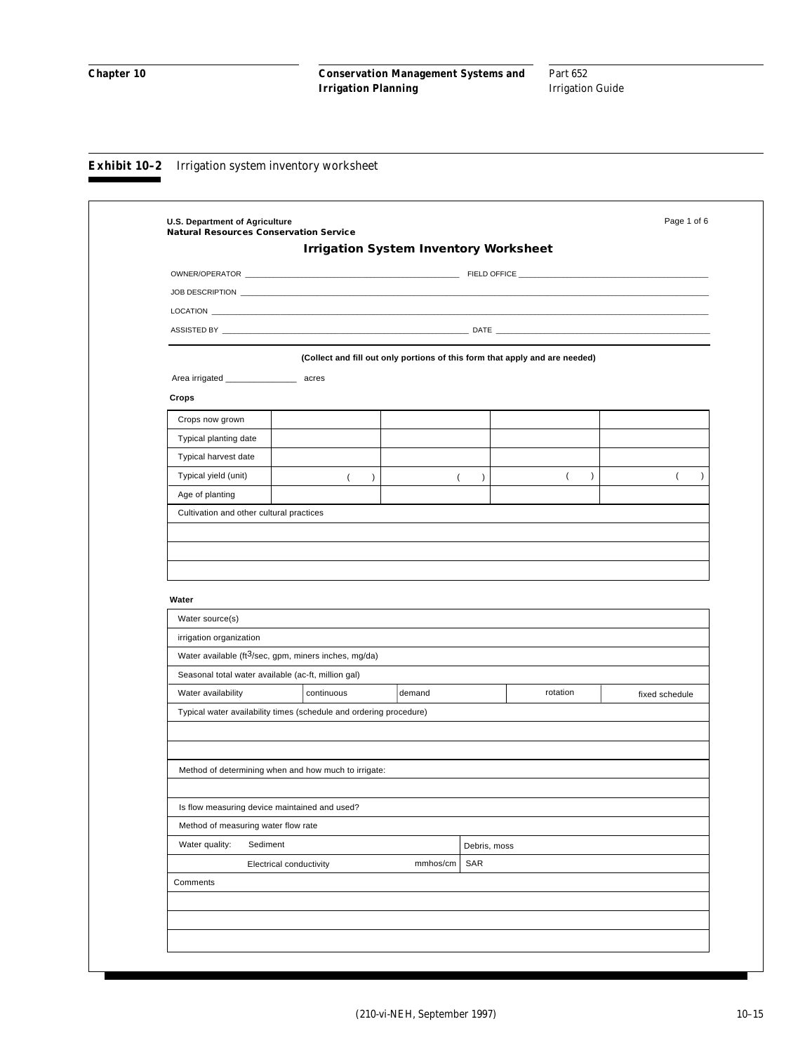**Exhibit 10–2** Irrigation system inventory worksheet

**U.S. Department of Agriculture**
**Natural Resources Conservation Service**

Page 1 of 6

## Irrigation System Inventory Worksheet

OWNER/OPERATOR ______________________ FIELD OFFICE ______________________

JOB DESCRIPTION ______________________________________________

LOCATION ______________________________________________

ASSISTED BY ______________________ DATE ______________________

**(Collect and fill out only portions of this form that apply and are needed)**

Area irrigated _______________ acres

**Crops**

| Crops now grown | | | | |
|---|---|---|---|---|
| Typical planting date | | | | |
| Typical harvest date | | | | |
| Typical yield (unit) | ( ) | ( ) | ( ) | ( ) |
| Age of planting | | | | |
| Cultivation and other cultural practices | | | | |
| | | | | |
| | | | | |
| | | | | |

**Water**

| Water source(s) | | | | |
|---|---|---|---|---|
| irrigation organization | | | | |
| Water available ($ft^3$/sec, gpm, miners inches, mg/da) | | | | |
| Seasonal total water available (ac-ft, million gal) | | | | |
| Water availability | continuous | demand | rotation | fixed schedule |
| Typical water availability times (schedule and ordering procedure) | | | | |
| | | | | |
| | | | | |
| Method of determining when and how much to irrigate: | | | | |
| | | | | |
| Is flow measuring device maintained and used? | | | | |
| Method of measuring water flow rate | | | | |
| Water quality: Sediment | | | Debris, moss | |
| Electrical conductivity | | mmhos/cm | SAR | |
| Comments | | | | |
| | | | | |
| | | | | |
| | | | | |

(210-vi-NEH, September 1997)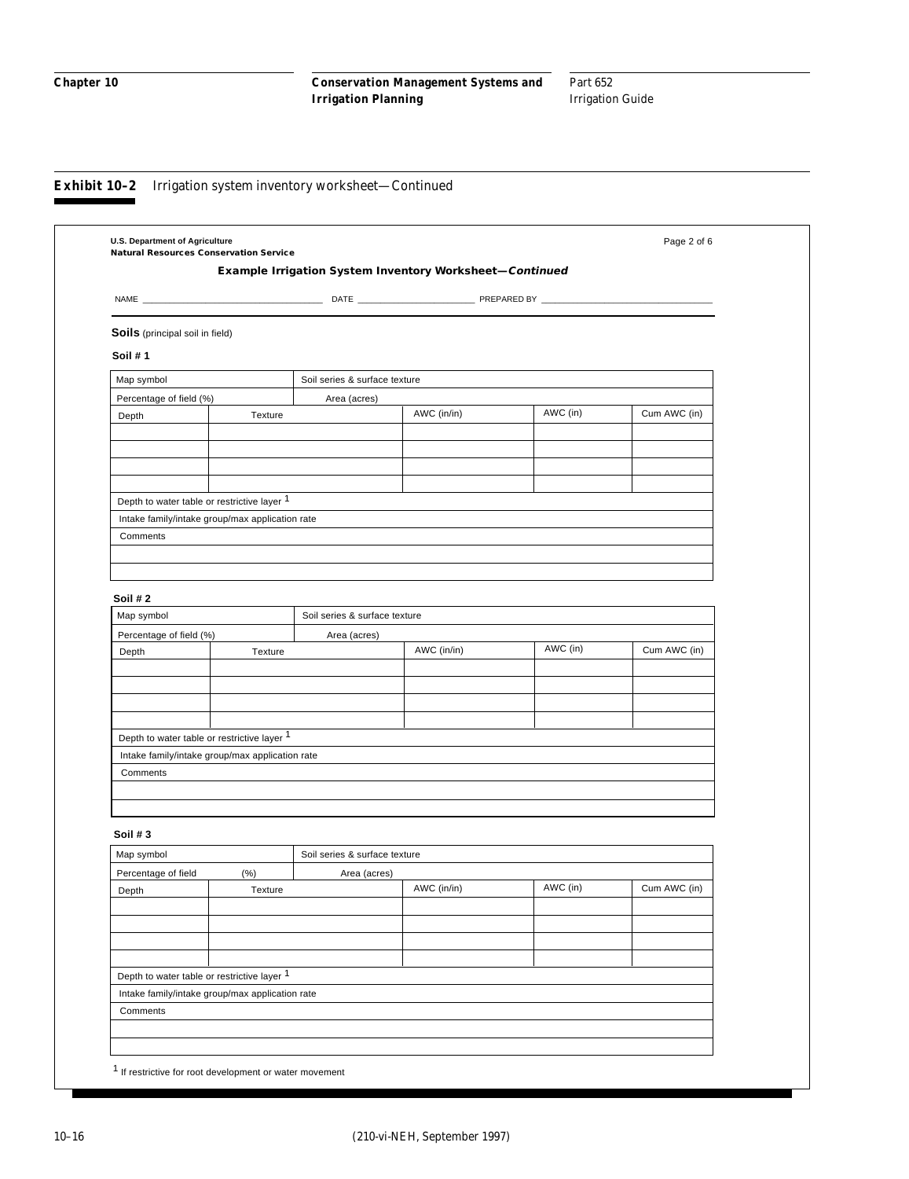**Exhibit 10–2** Irrigation system inventory worksheet—Continued

U.S. Department of Agriculture
Natural Resources Conservation Service

Page 2 of 6

### Example Irrigation System Inventory Worksheet—*Continued*

NAME ____________________ DATE ____________ PREPARED BY ____________________

**Soils** (principal soil in field)

**Soil # 1**

| Map symbol | | Soil series & surface texture | | |
|---|---|---|---|---|
| Percentage of field (%) | | Area (acres) | | |
| Depth | Texture | AWC (in/in) | AWC (in) | Cum AWC (in) |
| | | | | |
| | | | | |
| | | | | |
| | | | | |
| Depth to water table or restrictive layer [1] | | | | |
| Intake family/intake group/max application rate | | | | |
| Comments | | | | |
| | | | | |
| | | | | |

**Soil # 2**

| Map symbol | | Soil series & surface texture | | |
|---|---|---|---|---|
| Percentage of field (%) | | Area (acres) | | |
| Depth | Texture | AWC (in/in) | AWC (in) | Cum AWC (in) |
| | | | | |
| | | | | |
| | | | | |
| | | | | |
| Depth to water table or restrictive layer [1] | | | | |
| Intake family/intake group/max application rate | | | | |
| Comments | | | | |
| | | | | |
| | | | | |

**Soil # 3**

| Map symbol | | Soil series & surface texture | | |
|---|---|---|---|---|
| Percentage of field (%) | | Area (acres) | | |
| Depth | Texture | AWC (in/in) | AWC (in) | Cum AWC (in) |
| | | | | |
| | | | | |
| | | | | |
| | | | | |
| Depth to water table or restrictive layer [1] | | | | |
| Intake family/intake group/max application rate | | | | |
| Comments | | | | |
| | | | | |
| | | | | |

[1] If restrictive for root development or water movement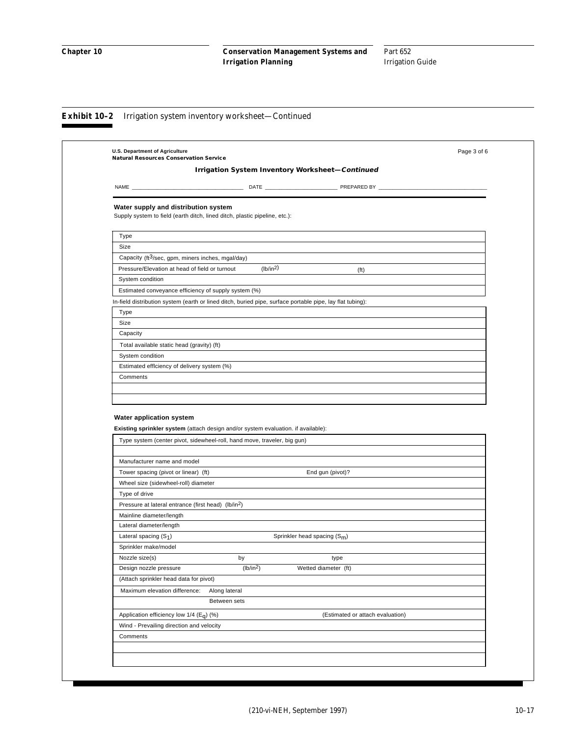**Exhibit 10–2** Irrigation system inventory worksheet—Continued

U.S. Department of Agriculture
Natural Resources Conservation Service

Page 3 of 6

## Irrigation System Inventory Worksheet—*Continued*

NAME ____________________ DATE ____________________ PREPARED BY ____________________

### Water supply and distribution system

Supply system to field (earth ditch, lined ditch, plastic pipeline, etc.):

| | | |
|---|---|---|
| Type | | |
| Size | | |
| Capacity ($ft^3$/sec, gpm, miners inches, mgal/day) | | |
| Pressure/Elevation at head of field or turnout | ($lb/in^2$) | (ft) |
| System condition | | |
| Estimated conveyance efficiency of supply system (%) | | |

In-field distribution system (earth or lined ditch, buried pipe, surface portable pipe, lay flat tubing):

| |
|---|
| Type |
| Size |
| Capacity |
| Total available static head (gravity) (ft) |
| System condition |
| Estimated efficiency of delivery system (%) |
| Comments |
| |
| |

### Water application system

**Existing sprinkler system** (attach design and/or system evaluation. if available):

| | | |
|---|---|---|
| Type system (center pivot, sidewheel-roll, hand move, traveler, big gun) | | |
| | | |
| Manufacturer name and model | | |
| Tower spacing (pivot or linear) (ft) | | End gun (pivot)? |
| Wheel size (sidewheel-roll) diameter | | |
| Type of drive | | |
| Pressure at lateral entrance (first head) ($lb/in^2$) | | |
| Mainline diameter/length | | |
| Lateral diameter/length | | |
| Lateral spacing ($S_1$) | | Sprinkler head spacing ($S_m$) |
| Sprinkler make/model | | |
| Nozzle size(s) | by | type |
| Design nozzle pressure | ($lb/in^2$) | Wetted diameter (ft) |
| (Attach sprinkler head data for pivot) | | |
| Maximum elevation difference: | Along lateral | |
| | Between sets | |
| Application efficiency low 1/4 ($E_q$) (%) | | (Estimated or attach evaluation) |
| Wind - Prevailing direction and velocity | | |
| Comments | | |
| | | |
| | | |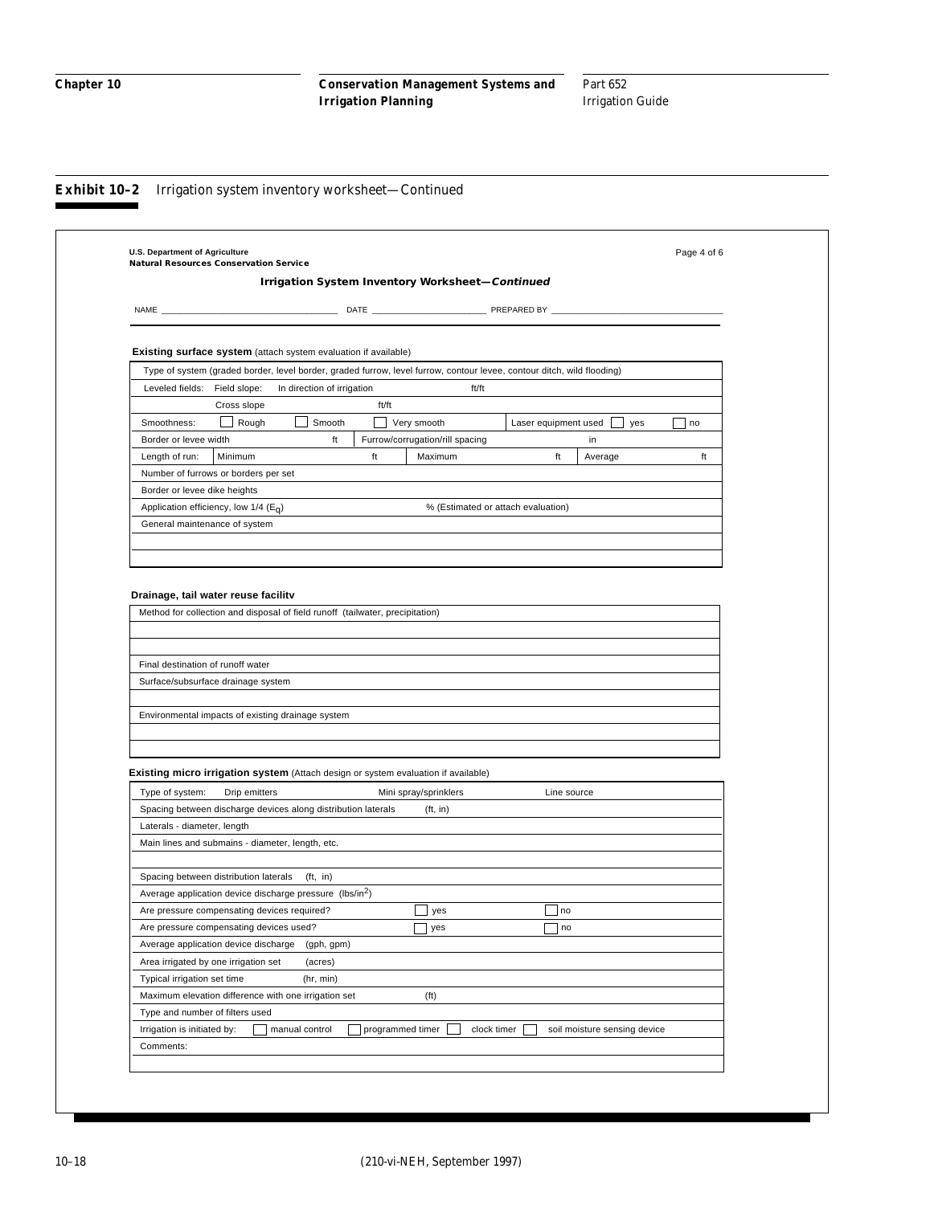**Exhibit 10–2** Irrigation system inventory worksheet—Continued

U.S. Department of Agriculture
Natural Resources Conservation Service

Page 4 of 6

### Irrigation System Inventory Worksheet—*Continued*

NAME ____________________ DATE ____________ PREPARED BY ____________________

**Existing surface system** (attach system evaluation if available)

| Type of system (graded border, level border, graded furrow, level furrow, contour levee, contour ditch, wild flooding) | | | | | | |
|---|---|---|---|---|---|---|
| Leveled fields: Field slope: | In direction of irrigation | | ft/ft | | | |
| | Cross slope | ft/ft | | | | |
| Smoothness: | ☐ Rough | ☐ Smooth | ☐ Very smooth | Laser equipment used | ☐ yes | ☐ no |
| Border or levee width | ft | Furrow/corrugation/rill spacing | | in | | |
| Length of run: | Minimum | ft | Maximum | ft | Average | ft |
| Number of furrows or borders per set | | | | | | |
| Border or levee dike heights | | | | | | |
| Application efficiency, low 1/4 ($E_q$) | | | % (Estimated or attach evaluation) | | | |
| General maintenance of system | | | | | | |
| | | | | | | |
| | | | | | | |

**Drainage, tail water reuse facility**

| Method for collection and disposal of field runoff (tailwater, precipitation) |
|---|
| |
| |
| Final destination of runoff water |
| Surface/subsurface drainage system |
| |
| Environmental impacts of existing drainage system |
| |
| |

**Existing micro irrigation system** (Attach design or system evaluation if available)

| Type of system: Drip emitters | Mini spray/sprinklers | Line source | | |
|---|---|---|---|---|
| Spacing between discharge devices along distribution laterals | (ft, in) | | | |
| Laterals - diameter, length | | | | |
| Main lines and submains - diameter, length, etc. | | | | |
| | | | | |
| Spacing between distribution laterals (ft, in) | | | | |
| Average application device discharge pressure (lbs/in$^2$) | | | | |
| Are pressure compensating devices required? | ☐ yes | ☐ no | | |
| Are pressure compensating devices used? | ☐ yes | ☐ no | | |
| Average application device discharge (gph, gpm) | | | | |
| Area irrigated by one irrigation set (acres) | | | | |
| Typical irrigation set time (hr, min) | | | | |
| Maximum elevation difference with one irrigation set | (ft) | | | |
| Type and number of filters used | | | | |
| Irrigation is initiated by: ☐ manual control | ☐ programmed timer | ☐ clock timer | ☐ soil moisture sensing device | |
| Comments: | | | | |
| | | | | |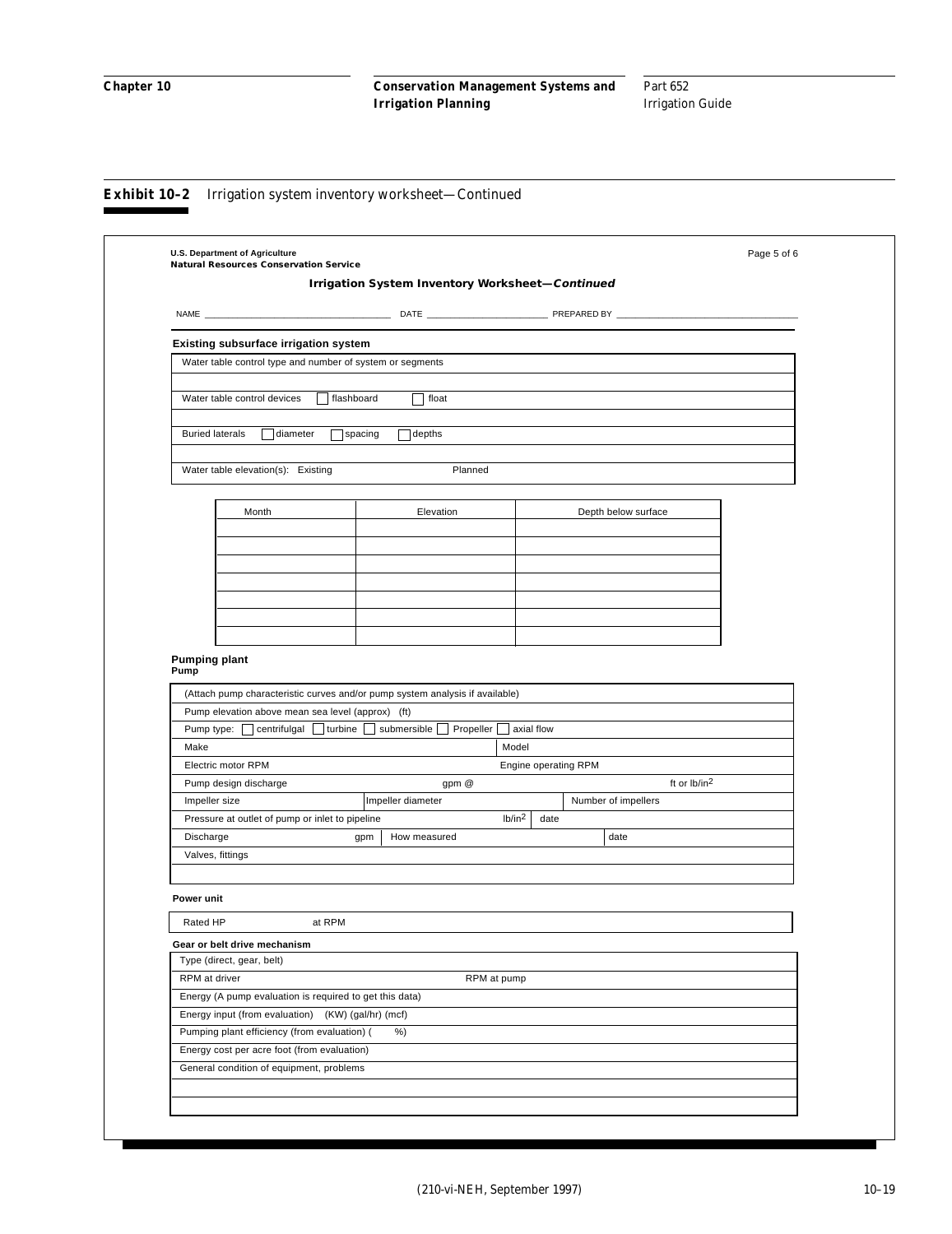**Exhibit 10–2** Irrigation system inventory worksheet—Continued

U.S. Department of Agriculture
Natural Resources Conservation Service

Page 5 of 6

**Irrigation System Inventory Worksheet—*Continued***

NAME ____________________ DATE ____________________ PREPARED BY ____________________

**Existing subsurface irrigation system**

Water table control type and number of system or segments

Water table control devices ☐ flashboard ☐ float

Buried laterals ☐ diameter ☐ spacing ☐ depths

Water table elevation(s): Existing Planned

| Month | Elevation | Depth below surface |
|---|---|---|
| | | |
| | | |
| | | |
| | | |
| | | |
| | | |
| | | |

**Pumping plant**

**Pump**

(Attach pump characteristic curves and/or pump system analysis if available)

Pump elevation above mean sea level (approx) (ft)

Pump type: ☐ centrifulgal ☐ turbine ☐ submersible ☐ Propeller ☐ axial flow

Make | Model

Electric motor RPM | Engine operating RPM

Pump design discharge gpm @ ft or lb/in²

Impeller size | Impeller diameter | Number of impellers

Pressure at outlet of pump or inlet to pipeline lb/in² | date

Discharge gpm | How measured | date

Valves, fittings

**Power unit**

Rated HP at RPM

**Gear or belt drive mechanism**

Type (direct, gear, belt)

RPM at driver | RPM at pump

Energy (A pump evaluation is required to get this data)

Energy input (from evaluation) (KW) (gal/hr) (mcf)

Pumping plant efficiency (from evaluation) ( %)

Energy cost per acre foot (from evaluation)

General condition of equipment, problems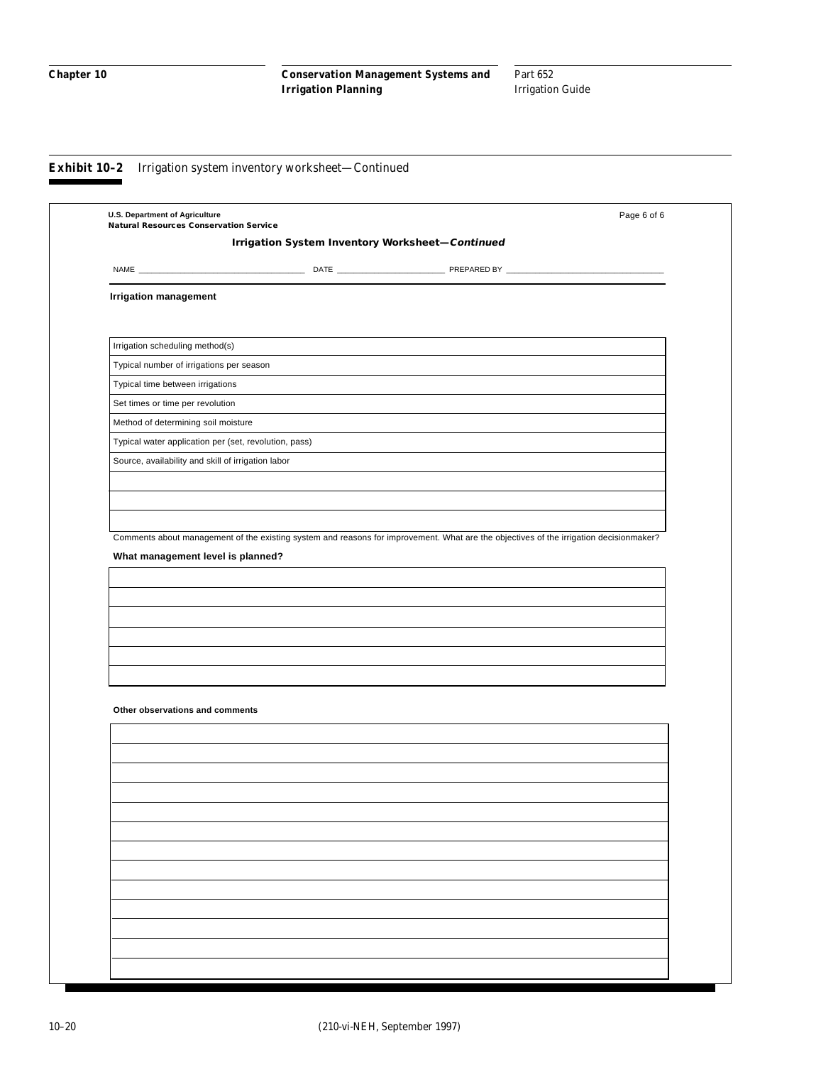**Exhibit 10–2** Irrigation system inventory worksheet—Continued

U.S. Department of Agriculture
Natural Resources Conservation Service

Page 6 of 6

**Irrigation System Inventory Worksheet—*Continued***

NAME ______________________ DATE ______________ PREPARED BY ______________________

**Irrigation management**

| |
|---|
| Irrigation scheduling method(s) |
| Typical number of irrigations per season |
| Typical time between irrigations |
| Set times or time per revolution |
| Method of determining soil moisture |
| Typical water application per (set, revolution, pass) |
| Source, availability and skill of irrigation labor |
| |
| |
| |

Comments about management of the existing system and reasons for improvement. What are the objectives of the irrigation decisionmaker?

**What management level is planned?**

| |
|---|
| |
| |
| |
| |
| |
| |

**Other observations and comments**

| |
|---|
| |
| |
| |
| |
| |
| |
| |
| |
| |
| |
| |
| |
| |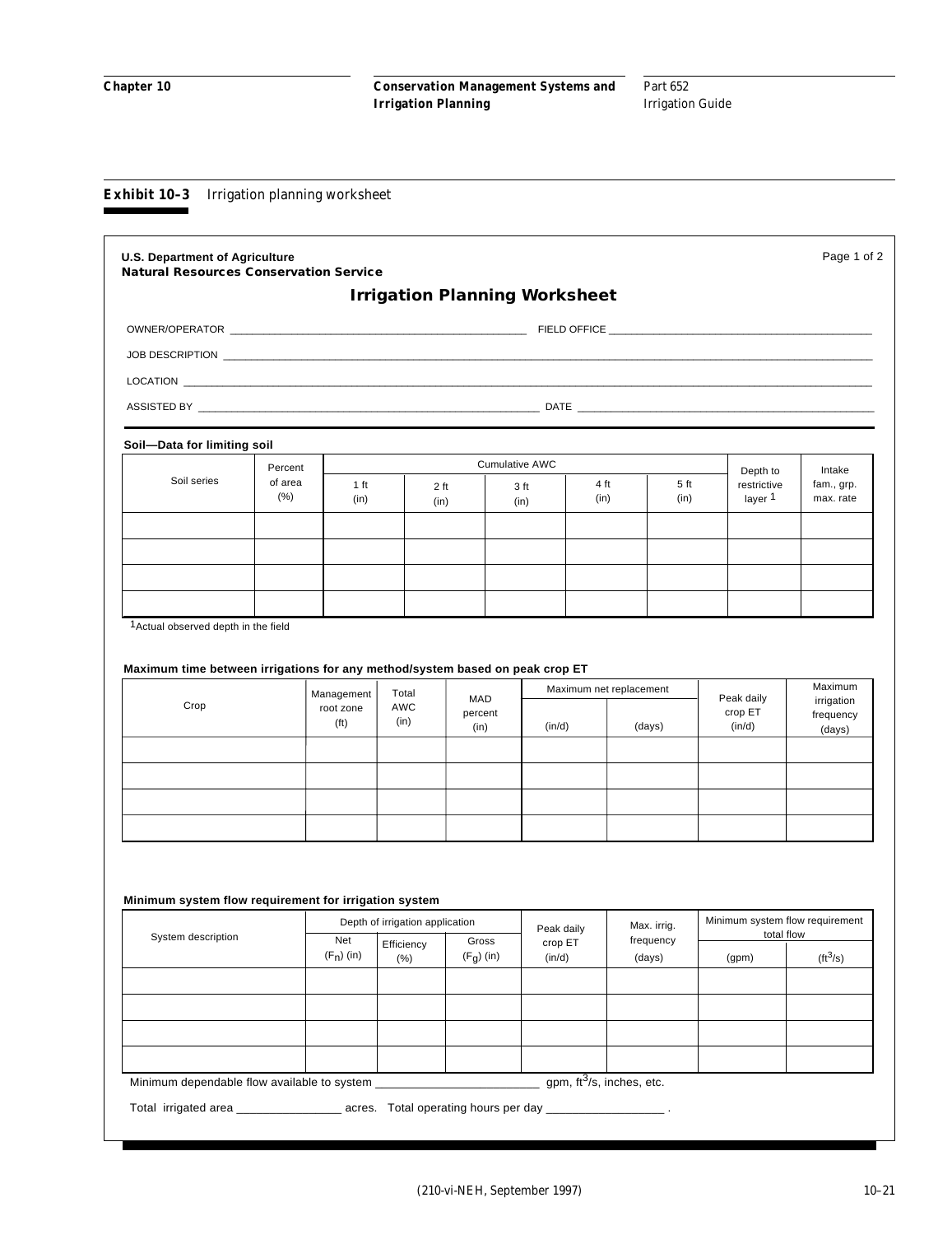**Exhibit 10–3** Irrigation planning worksheet

**U.S. Department of Agriculture**
**Natural Resources Conservation Service**

Page 1 of 2

## Irrigation Planning Worksheet

OWNER/OPERATOR ____________________ FIELD OFFICE ____________________

JOB DESCRIPTION ________________________________________

LOCATION ________________________________________

ASSISTED BY ____________________ DATE ____________________

**Soil—Data for limiting soil**

| Soil series | Percent of area (%) | Cumulative AWC 1 ft (in) | 2 ft (in) | 3 ft (in) | 4 ft (in) | 5 ft (in) | Depth to restrictive layer [1] | Intake fam., grp. max. rate |
|---|---|---|---|---|---|---|---|---|
| | | | | | | | | |
| | | | | | | | | |
| | | | | | | | | |
| | | | | | | | | |

[1]Actual observed depth in the field

**Maximum time between irrigations for any method/system based on peak crop ET**

| Crop | Management root zone (ft) | Total AWC (in) | MAD percent (in) | Maximum net replacement (in/d) | Maximum net replacement (days) | Peak daily crop ET (in/d) | Maximum irrigation frequency (days) |
|---|---|---|---|---|---|---|---|
| | | | | | | | |
| | | | | | | | |
| | | | | | | | |
| | | | | | | | |

**Minimum system flow requirement for irrigation system**

| System description | Depth of irrigation application: Net ($F_n$) (in) | Efficiency (%) | Gross ($F_g$) (in) | Peak daily crop ET (in/d) | Max. irrig. frequency (days) | Minimum system flow requirement total flow (gpm) | ($ft^3/s$) |
|---|---|---|---|---|---|---|---|
| | | | | | | | |
| | | | | | | | |
| | | | | | | | |
| | | | | | | | |

Minimum dependable flow available to system ____________________ gpm, $ft^3/s$, inches, etc.

Total irrigated area ______________ acres. Total operating hours per day ______________ .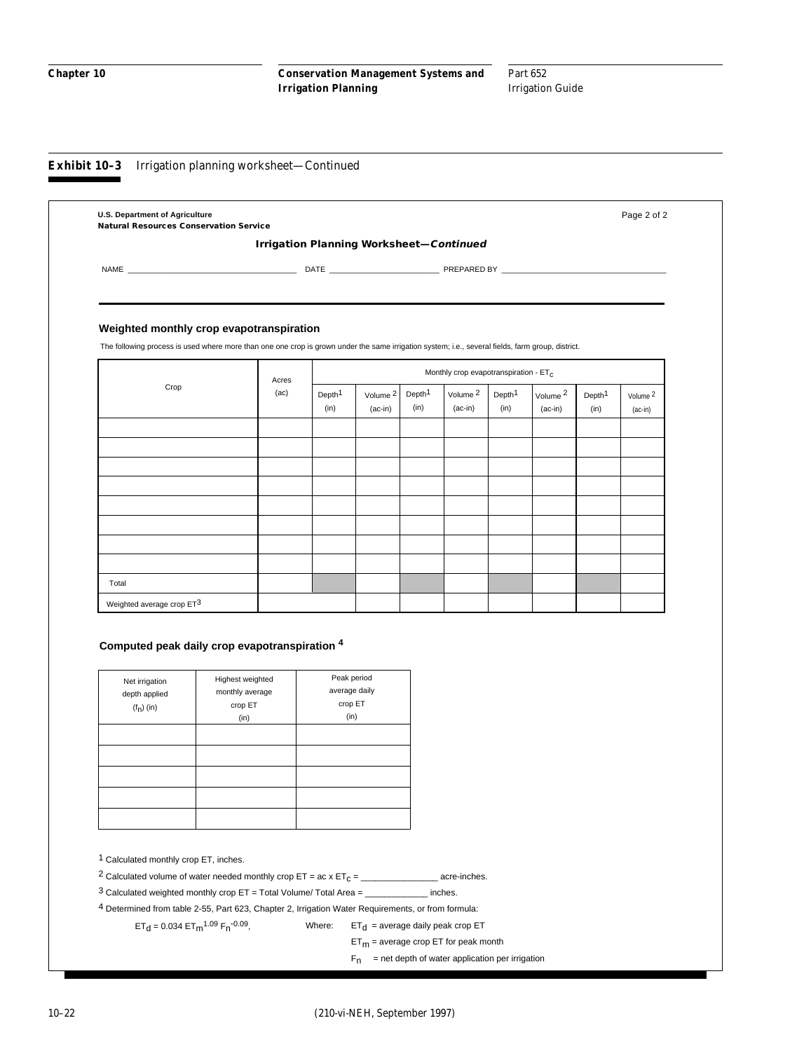**Exhibit 10–3** Irrigation planning worksheet—Continued

U.S. Department of Agriculture
**Natural Resources Conservation Service**

Page 2 of 2

## Irrigation Planning Worksheet—*Continued*

NAME ____________________ DATE ____________ PREPARED BY ____________________

### Weighted monthly crop evapotranspiration

The following process is used where more than one one crop is grown under the same irrigation system; i.e., several fields, farm group, district.

| Crop | Acres (ac) | Monthly crop evapotranspiration - $ET_c$ | | | | | | | |
|---|---|---|---|---|---|---|---|---|---|
| | | Depth[1] (in) | Volume [2] (ac-in) | Depth[1] (in) | Volume [2] (ac-in) | Depth[1] (in) | Volume [2] (ac-in) | Depth[1] (in) | Volume [2] (ac-in) |
| | | | | | | | | | |
| | | | | | | | | | |
| | | | | | | | | | |
| | | | | | | | | | |
| | | | | | | | | | |
| | | | | | | | | | |
| | | | | | | | | | |
| | | | | | | | | | |
| Total | | | | | | | | | |
| Weighted average crop ET[3] | | | | | | | | | |

### Computed peak daily crop evapotranspiration [4]

| Net irrigation depth applied ($f_n$) (in) | Highest weighted monthly average crop ET (in) | Peak period average daily crop ET (in) |
|---|---|---|
| | | |
| | | |
| | | |
| | | |
| | | |

[1] Calculated monthly crop ET, inches.

[2] Calculated volume of water needed monthly crop ET = ac x $ET_c$ = _______________ acre-inches.

[3] Calculated weighted monthly crop ET = Total Volume/ Total Area = ____________ inches.

[4] Determined from table 2-55, Part 623, Chapter 2, Irrigation Water Requirements, or from formula:

$ET_d = 0.034\ ET_m^{1.09}\ F_n^{-0.09}$, Where: $ET_d$ = average daily peak crop ET

$ET_m$ = average crop ET for peak month

$F_n$ = net depth of water application per irrigation

(210-vi-NEH, September 1997)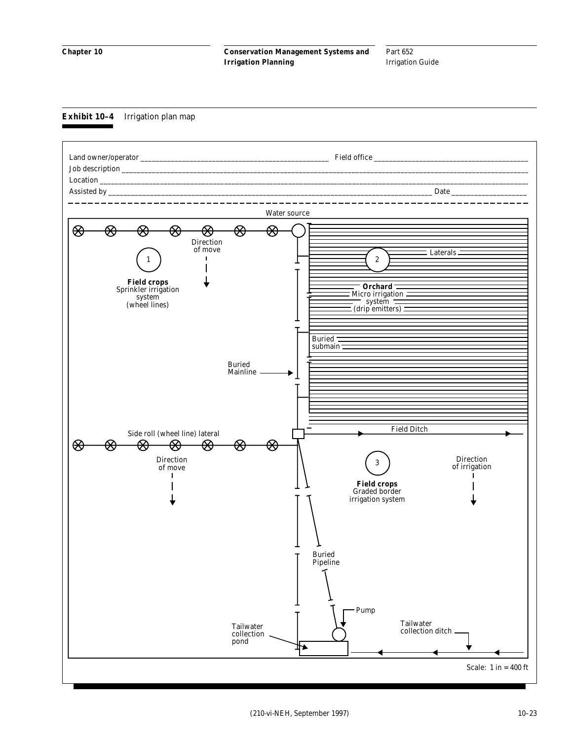**Exhibit 10–4** Irrigation plan map

Land owner/operator ______________________________ Field office ______________________________

Job description ____________________________________________________________

Location ____________________________________________________________

Assisted by ______________________________________________ Date ______________

Water source

1 — **Field crops** Sprinkler irrigation system (wheel lines)

Direction of move

2 — **Orchard** Micro irrigation system (drip emitters)

Laterals

Buried submain

Buried Mainline

Side roll (wheel line) lateral

Field Ditch

Direction of move

3 — **Field crops** Graded border irrigation system

Direction of irrigation

Buried Pipeline

Pump

Tailwater collection pond

Tailwater collection ditch

Scale: 1 in = 400 ft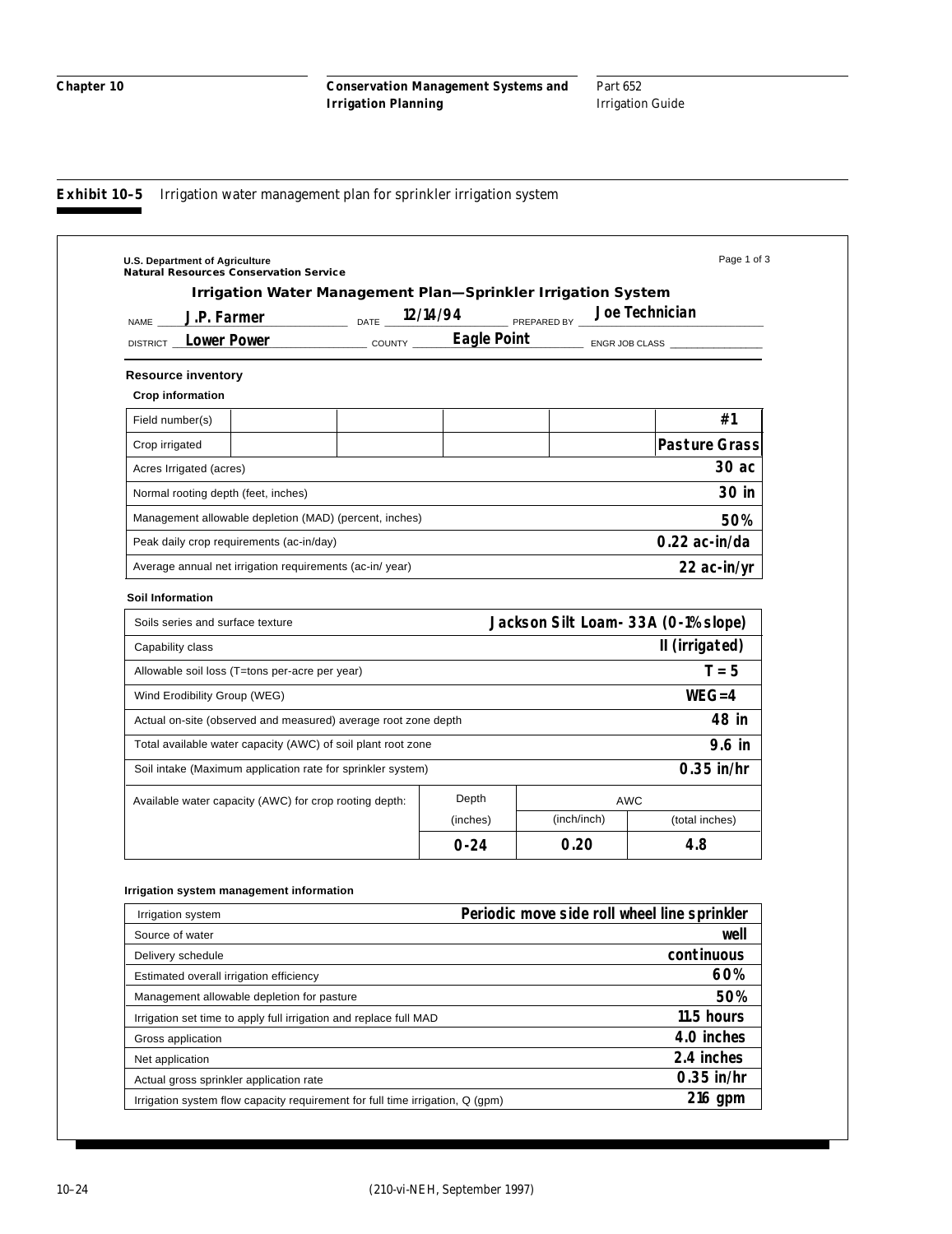**Exhibit 10–5** Irrigation water management plan for sprinkler irrigation system

U.S. Department of Agriculture
Natural Resources Conservation Service

Page 1 of 3

### Irrigation Water Management Plan—Sprinkler Irrigation System

NAME **J.P. Farmer** DATE **12/14/94** PREPARED BY **Joe Technician**

DISTRICT **Lower Power** COUNTY **Eagle Point** ENGR JOB CLASS ________

**Resource inventory**

**Crop information**

| | | | | | |
|---|---|---|---|---|---|
| Field number(s) | | | | | **#1** |
| Crop irrigated | | | | | **Pasture Grass** |
| Acres Irrigated (acres) | | | | | **30 ac** |
| Normal rooting depth (feet, inches) | | | | | **30 in** |
| Management allowable depletion (MAD) (percent, inches) | | | | | **50%** |
| Peak daily crop requirements (ac-in/day) | | | | | **0.22 ac-in/da** |
| Average annual net irrigation requirements (ac-in/ year) | | | | | **22 ac-in/yr** |

**Soil Information**

| | |
|---|---|
| Soils series and surface texture | **Jackson Silt Loam- 33A (0-1% slope)** |
| Capability class | **II (irrigated)** |
| Allowable soil loss (T=tons per-acre per year) | **T = 5** |
| Wind Erodibility Group (WEG) | **WEG=4** |
| Actual on-site (observed and measured) average root zone depth | **48 in** |
| Total available water capacity (AWC) of soil plant root zone | **9.6 in** |
| Soil intake (Maximum application rate for sprinkler system) | **0.35 in/hr** |

| Available water capacity (AWC) for crop rooting depth: | Depth | AWC | |
|---|---|---|---|
| | (inches) | (inch/inch) | (total inches) |
| | **0-24** | **0.20** | **4.8** |

**Irrigation system management information**

| | |
|---|---|
| Irrigation system | **Periodic move side roll wheel line sprinkler** |
| Source of water | **well** |
| Delivery schedule | **continuous** |
| Estimated overall irrigation efficiency | **60%** |
| Management allowable depletion for pasture | **50%** |
| Irrigation set time to apply full irrigation and replace full MAD | **11.5 hours** |
| Gross application | **4.0 inches** |
| Net application | **2.4 inches** |
| Actual gross sprinkler application rate | **0.35 in/hr** |
| Irrigation system flow capacity requirement for full time irrigation, Q (gpm) | **216 gpm** |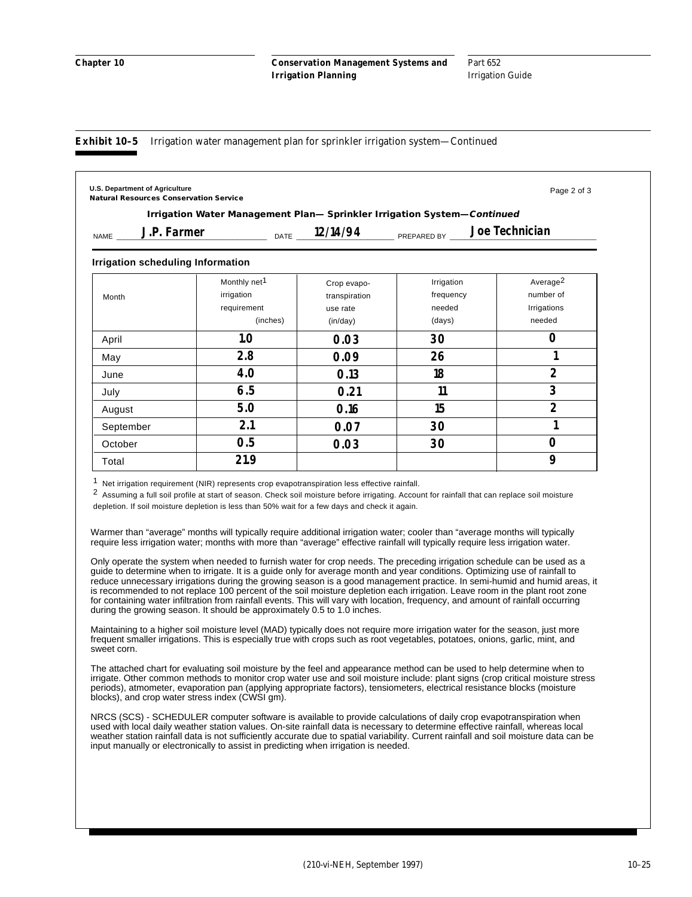**Exhibit 10–5** Irrigation water management plan for sprinkler irrigation system—Continued

U.S. Department of Agriculture
Natural Resources Conservation Service

Page 2 of 3

### Irrigation Water Management Plan— Sprinkler Irrigation System—*Continued*

NAME **J.P. Farmer** DATE **12/14/94** PREPARED BY **Joe Technician**

#### Irrigation scheduling Information

| Month | Monthly net[1] irrigation requirement (inches) | Crop evapo-transpiration use rate (in/day) | Irrigation frequency needed (days) | Average[2] number of Irrigations needed |
|---|---|---|---|---|
| April | **1.0** | **0.03** | **30** | **0** |
| May | **2.8** | **0.09** | **26** | **1** |
| June | **4.0** | **0.13** | **18** | **2** |
| July | **6.5** | **0.21** | **11** | **3** |
| August | **5.0** | **0.16** | **15** | **2** |
| September | **2.1** | **0.07** | **30** | **1** |
| October | **0.5** | **0.03** | **30** | **0** |
| Total | **21.9** | | | **9** |

[1] Net irrigation requirement (NIR) represents crop evapotranspiration less effective rainfall.

[2] Assuming a full soil profile at start of season. Check soil moisture before irrigating. Account for rainfall that can replace soil moisture depletion. If soil moisture depletion is less than 50% wait for a few days and check it again.

Warmer than "average" months will typically require additional irrigation water; cooler than "average months will typically require less irrigation water; months with more than "average" effective rainfall will typically require less irrigation water.

Only operate the system when needed to furnish water for crop needs. The preceding irrigation schedule can be used as a guide to determine when to irrigate. It is a guide only for average month and year conditions. Optimizing use of rainfall to reduce unnecessary irrigations during the growing season is a good management practice. In semi-humid and humid areas, it is recommended to not replace 100 percent of the soil moisture depletion each irrigation. Leave room in the plant root zone for containing water infiltration from rainfall events. This will vary with location, frequency, and amount of rainfall occurring during the growing season. It should be approximately 0.5 to 1.0 inches.

Maintaining to a higher soil moisture level (MAD) typically does not require more irrigation water for the season, just more frequent smaller irrigations. This is especially true with crops such as root vegetables, potatoes, onions, garlic, mint, and sweet corn.

The attached chart for evaluating soil moisture by the feel and appearance method can be used to help determine when to irrigate. Other common methods to monitor crop water use and soil moisture include: plant signs (crop critical moisture stress periods), atmometer, evaporation pan (applying appropriate factors), tensiometers, electrical resistance blocks (moisture blocks), and crop water stress index (CWSI gm).

NRCS (SCS) - SCHEDULER computer software is available to provide calculations of daily crop evapotranspiration when used with local daily weather station values. On-site rainfall data is necessary to determine effective rainfall, whereas local weather station rainfall data is not sufficiently accurate due to spatial variability. Current rainfall and soil moisture data can be input manually or electronically to assist in predicting when irrigation is needed.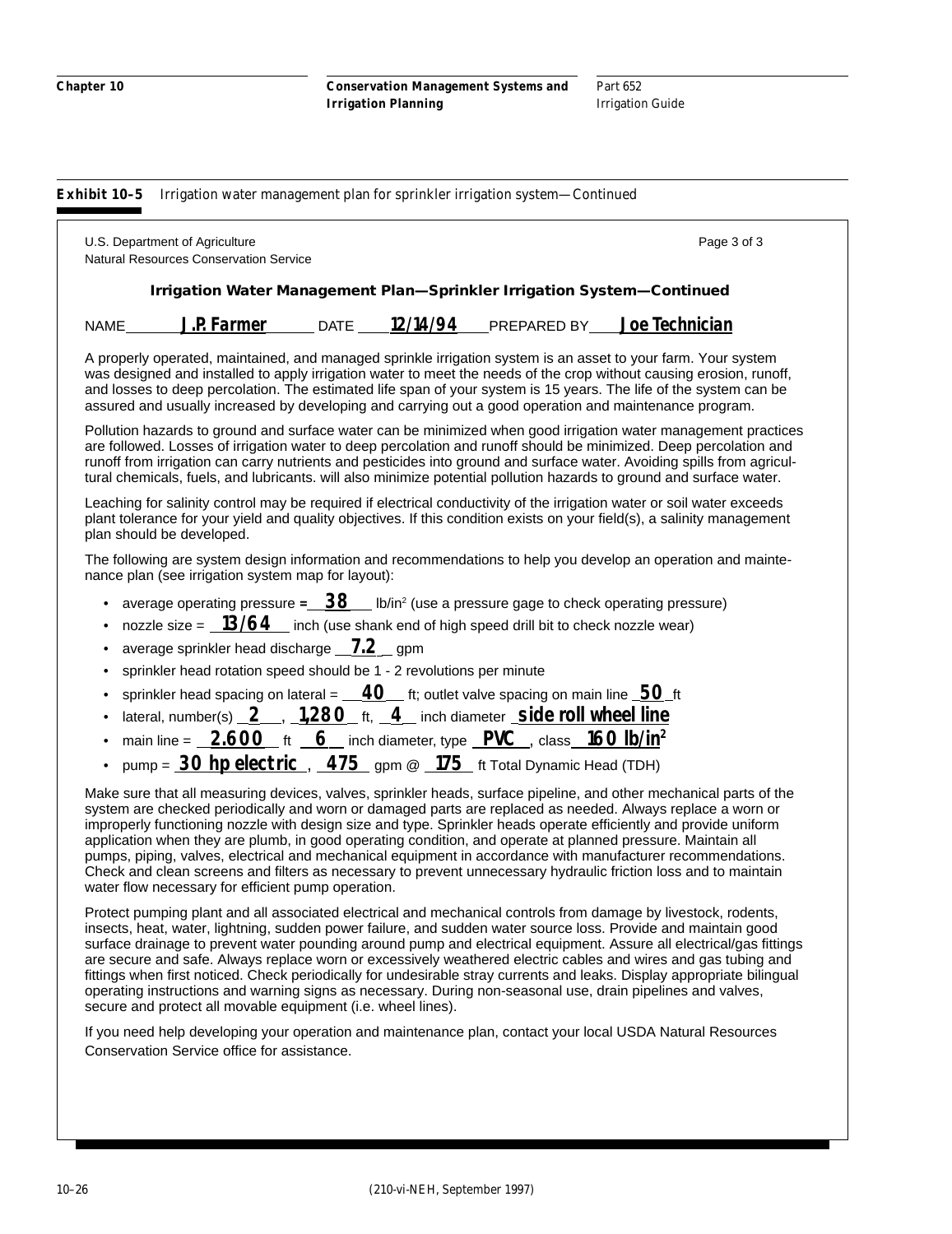**Exhibit 10–5** Irrigation water management plan for sprinkler irrigation system—Continued

U.S. Department of Agriculture
Natural Resources Conservation Service

Page 3 of 3

### Irrigation Water Management Plan—Sprinkler Irrigation System—Continued

NAME **J.P. Farmer** DATE **12/14/94** PREPARED BY **Joe Technician**

A properly operated, maintained, and managed sprinkle irrigation system is an asset to your farm. Your system was designed and installed to apply irrigation water to meet the needs of the crop without causing erosion, runoff, and losses to deep percolation. The estimated life span of your system is 15 years. The life of the system can be assured and usually increased by developing and carrying out a good operation and maintenance program.

Pollution hazards to ground and surface water can be minimized when good irrigation water management practices are followed. Losses of irrigation water to deep percolation and runoff should be minimized. Deep percolation and runoff from irrigation can carry nutrients and pesticides into ground and surface water. Avoiding spills from agricultural chemicals, fuels, and lubricants. will also minimize potential pollution hazards to ground and surface water.

Leaching for salinity control may be required if electrical conductivity of the irrigation water or soil water exceeds plant tolerance for your yield and quality objectives. If this condition exists on your field(s), a salinity management plan should be developed.

The following are system design information and recommendations to help you develop an operation and maintenance plan (see irrigation system map for layout):

- average operating pressure = **38** lb/in$^2$ (use a pressure gage to check operating pressure)
- nozzle size = **13/64** inch (use shank end of high speed drill bit to check nozzle wear)
- average sprinkler head discharge **7.2** gpm
- sprinkler head rotation speed should be 1 - 2 revolutions per minute
- sprinkler head spacing on lateral = **40** ft; outlet valve spacing on main line **50** ft
- lateral, number(s) **2**, **1,280** ft, **4** inch diameter **side roll wheel line**
- main line = **2,600** ft **6** inch diameter, type **PVC**, class **160 lb/in$^2$**
- pump = **30 hp electric**, **475** gpm @ **175** ft Total Dynamic Head (TDH)

Make sure that all measuring devices, valves, sprinkler heads, surface pipeline, and other mechanical parts of the system are checked periodically and worn or damaged parts are replaced as needed. Always replace a worn or improperly functioning nozzle with design size and type. Sprinkler heads operate efficiently and provide uniform application when they are plumb, in good operating condition, and operate at planned pressure. Maintain all pumps, piping, valves, electrical and mechanical equipment in accordance with manufacturer recommendations. Check and clean screens and filters as necessary to prevent unnecessary hydraulic friction loss and to maintain water flow necessary for efficient pump operation.

Protect pumping plant and all associated electrical and mechanical controls from damage by livestock, rodents, insects, heat, water, lightning, sudden power failure, and sudden water source loss. Provide and maintain good surface drainage to prevent water pounding around pump and electrical equipment. Assure all electrical/gas fittings are secure and safe. Always replace worn or excessively weathered electric cables and wires and gas tubing and fittings when first noticed. Check periodically for undesirable stray currents and leaks. Display appropriate bilingual operating instructions and warning signs as necessary. During non-seasonal use, drain pipelines and valves, secure and protect all movable equipment (i.e. wheel lines).

If you need help developing your operation and maintenance plan, contact your local USDA Natural Resources Conservation Service office for assistance.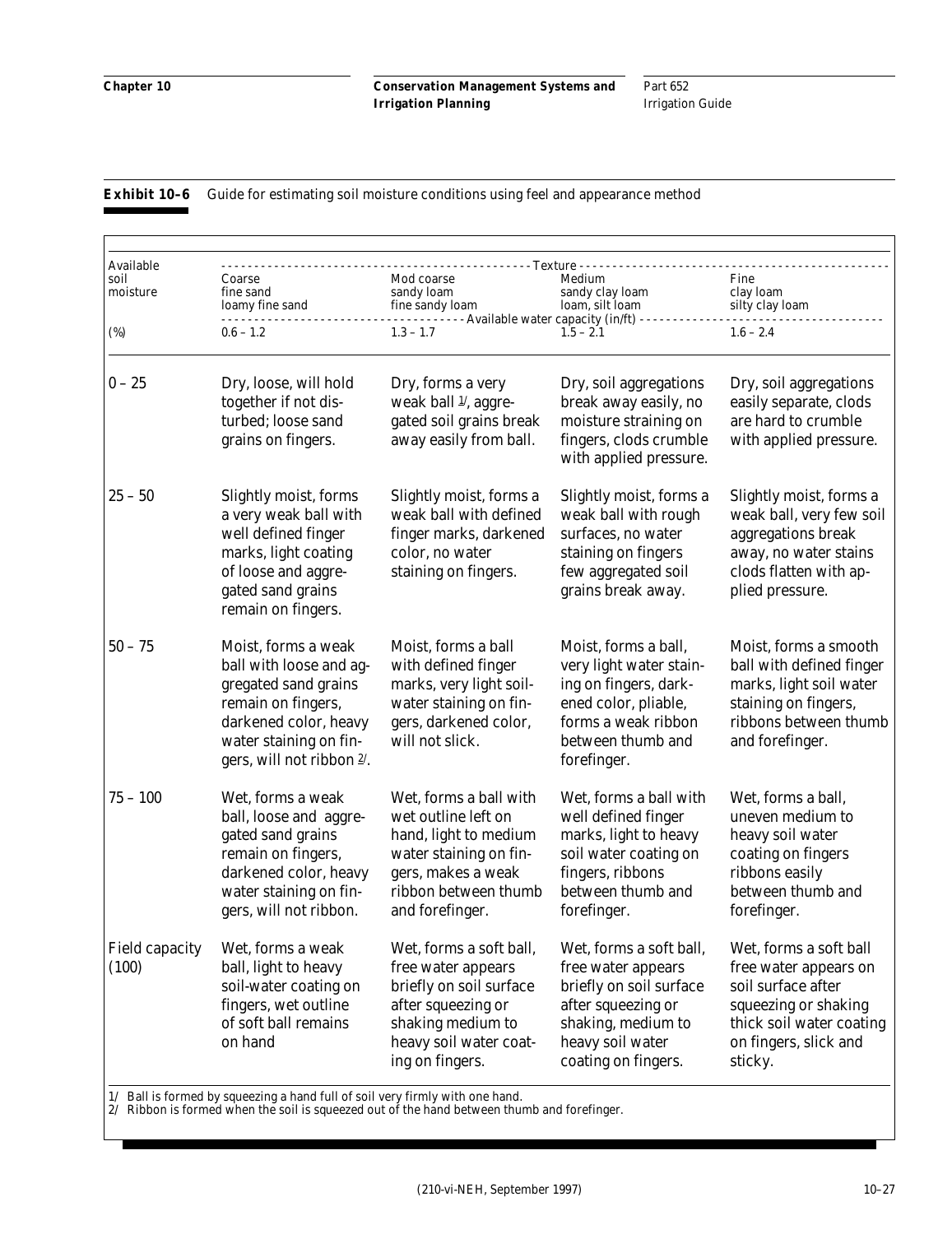**Exhibit 10–6** Guide for estimating soil moisture conditions using feel and appearance method

| Available soil moisture | Texture | | | |
|---|---|---|---|---|
| | Coarse fine sand loamy fine sand | Mod coarse sandy loam fine sandy loam | Medium sandy clay loam loam, silt loam | Fine clay loam silty clay loam |
| | Available water capacity (in/ft) | | | |
| (%) | 0.6 – 1.2 | 1.3 – 1.7 | 1.5 – 2.1 | 1.6 – 2.4 |
| 0 – 25 | Dry, loose, will hold together if not disturbed; loose sand grains on fingers. | Dry, forms a very weak ball [1], aggregated soil grains break away easily from ball. | Dry, soil aggregations break away easily, no moisture staining on fingers, clods crumble with applied pressure. | Dry, soil aggregations easily separate, clods are hard to crumble with applied pressure. |
| 25 – 50 | Slightly moist, forms a very weak ball with well defined finger marks, light coating of loose and aggregated sand grains remain on fingers. | Slightly moist, forms a weak ball with defined finger marks, darkened color, no water staining on fingers. | Slightly moist, forms a weak ball with rough surfaces, no water staining on fingers few aggregated soil grains break away. | Slightly moist, forms a weak ball, very few soil aggregations break away, no water stains clods flatten with applied pressure. |
| 50 – 75 | Moist, forms a weak ball with loose and aggregated sand grains remain on fingers, darkened color, heavy water staining on fingers, will not ribbon [2]. | Moist, forms a ball with defined finger marks, very light soil-water staining on fingers, darkened color, will not slick. | Moist, forms a ball, very light water staining on fingers, darkened color, pliable, forms a weak ribbon between thumb and forefinger. | Moist, forms a smooth ball with defined finger marks, light soil water staining on fingers, ribbons between thumb and forefinger. |
| 75 – 100 | Wet, forms a weak ball, loose and aggregated sand grains remain on fingers, darkened color, heavy water staining on fingers, will not ribbon. | Wet, forms a ball with wet outline left on hand, light to medium water staining on fingers, makes a weak ribbon between thumb and forefinger. | Wet, forms a ball with well defined finger marks, light to heavy soil water coating on fingers, ribbons between thumb and forefinger. | Wet, forms a ball, uneven medium to heavy soil water coating on fingers ribbons easily between thumb and forefinger. |
| Field capacity (100) | Wet, forms a weak ball, light to heavy soil-water coating on fingers, wet outline of soft ball remains on hand | Wet, forms a soft ball, free water appears briefly on soil surface after squeezing or shaking medium to heavy soil water coating on fingers. | Wet, forms a soft ball, free water appears briefly on soil surface after squeezing or shaking, medium to heavy soil water coating on fingers. | Wet, forms a soft ball free water appears on soil surface after squeezing or shaking thick soil water coating on fingers, slick and sticky. |

1/ Ball is formed by squeezing a hand full of soil very firmly with one hand.
2/ Ribbon is formed when the soil is squeezed out of the hand between thumb and forefinger.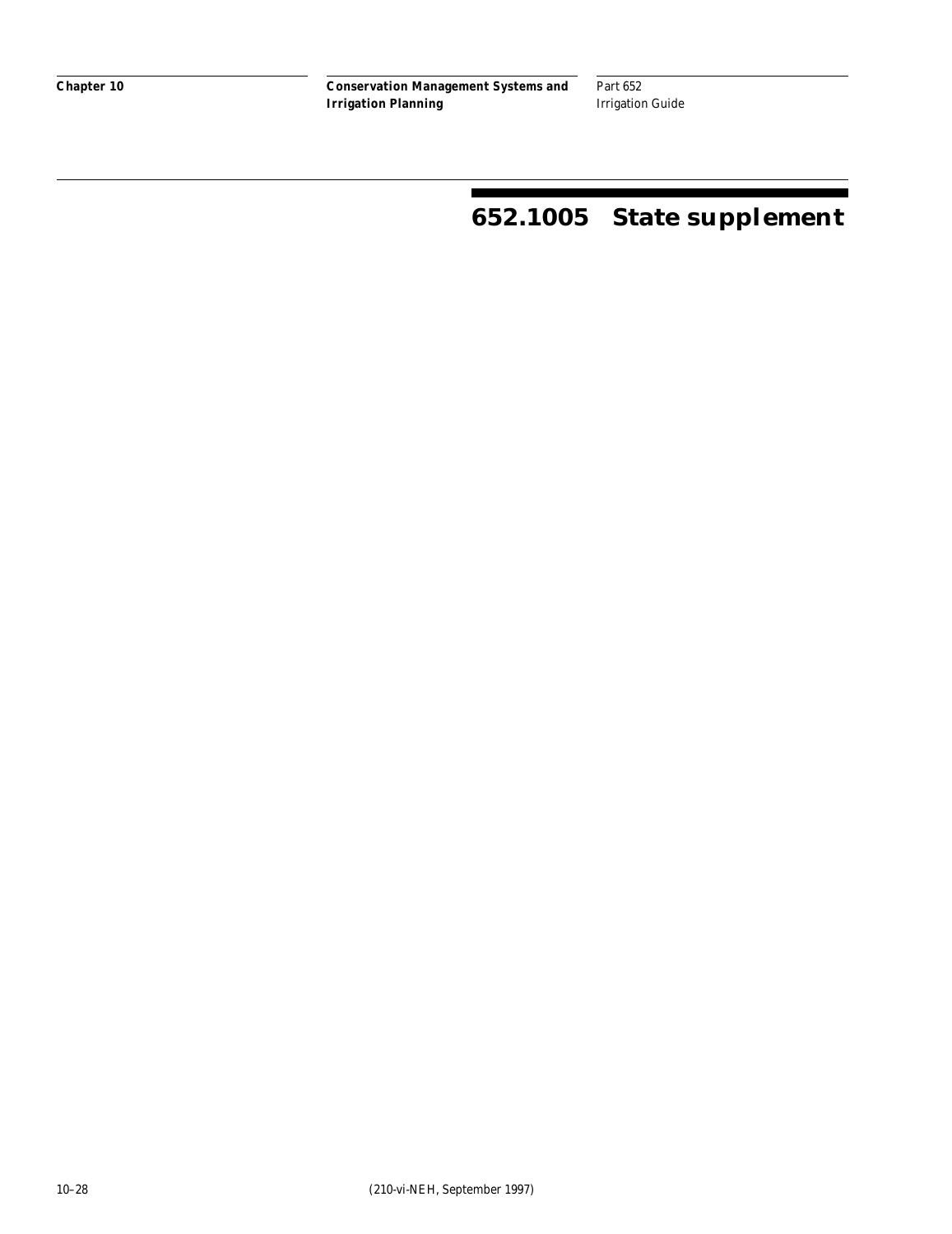## 652.1005 State supplement